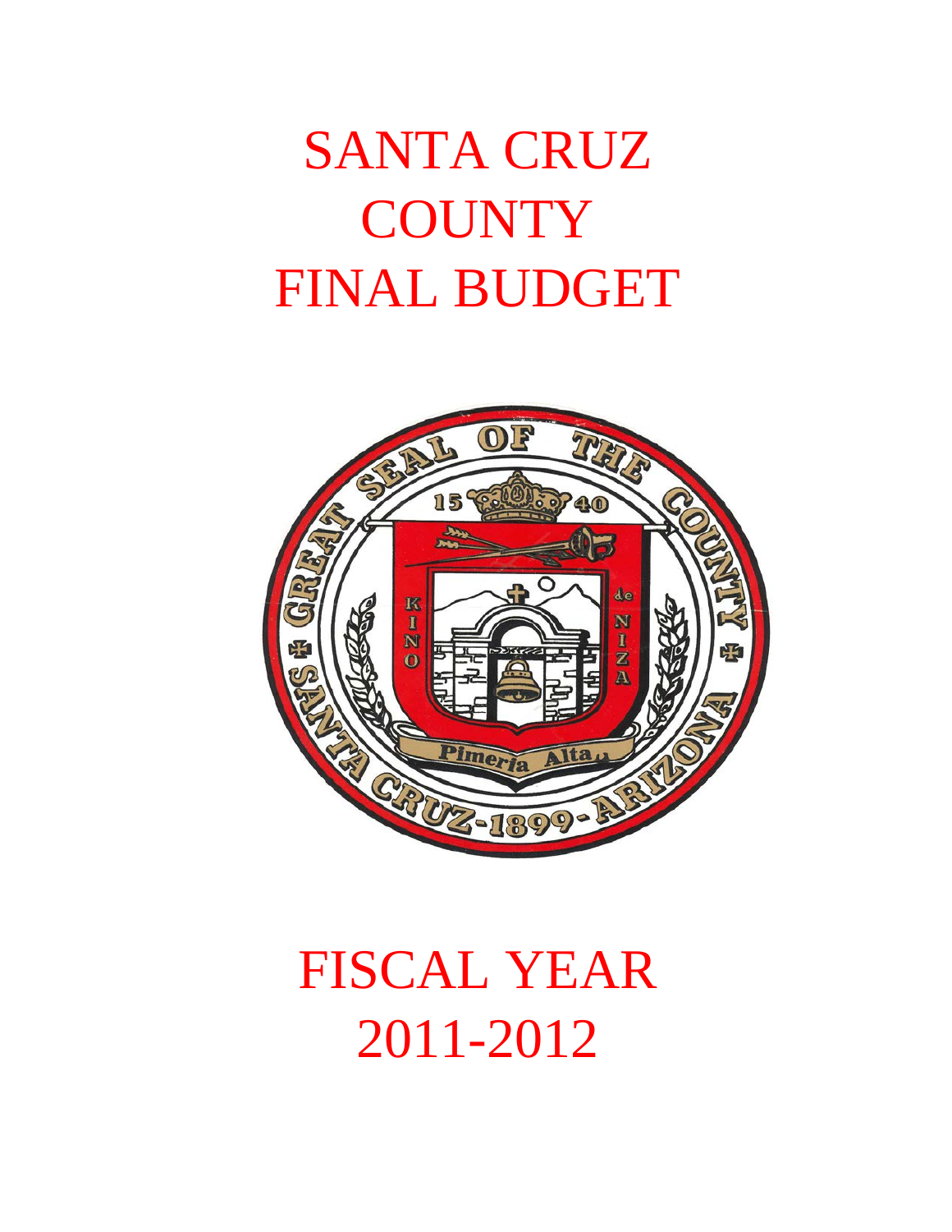# SANTA CRUZ COUNTY FINAL BUDGET

# FISCAL YEAR 2011-2012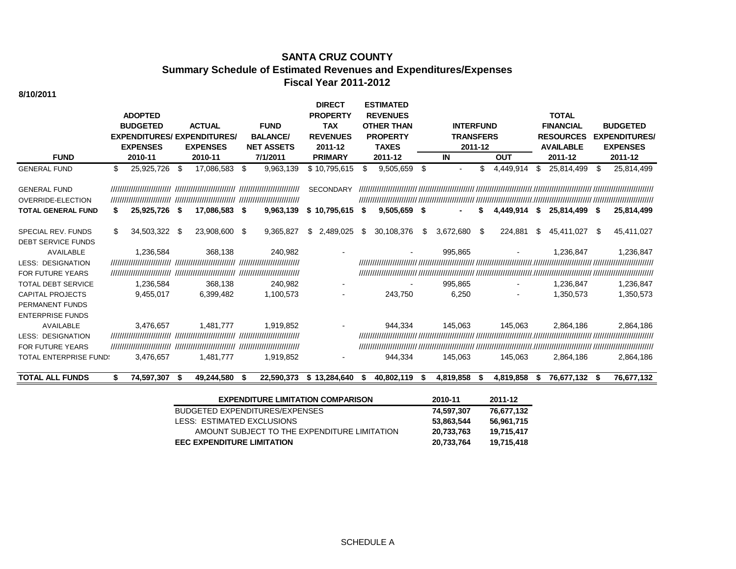# SANTA CRUZ COUNTY
## Summary Schedule of Estimated Revenues and Expenditures/Expenses
## Fiscal Year 2011-2012

**8/10/2011**

| FUND | ADOPTED BUDGETED EXPENDITURES/ EXPENSES 2010-11 | ACTUAL EXPENDITURES/ EXPENSES 2010-11 | FUND BALANCE/ NET ASSETS 7/1/2011 | DIRECT PROPERTY TAX REVENUES 2011-12 PRIMARY | ESTIMATED REVENUES OTHER THAN PROPERTY TAXES 2011-12 | INTERFUND TRANSFERS 2011-12 IN | INTERFUND TRANSFERS 2011-12 OUT | TOTAL FINANCIAL RESOURCES AVAILABLE 2011-12 | BUDGETED EXPENDITURES/ EXPENSES 2011-12 |
|---|---|---|---|---|---|---|---|---|---|
| GENERAL FUND | $ 25,925,726 | $ 17,086,583 | $ 9,963,139 | $ 10,795,615 | $ 9,505,659 | $ - | $ 4,449,914 | $ 25,814,499 | $ 25,814,499 |
| GENERAL FUND | ////////// | ////////// | ////////// | SECONDARY | ////////// | ////////// | ////////// | ////////// | ////////// |
| OVERRIDE-ELECTION | ////////// | ////////// | ////////// | | ////////// | ////////// | ////////// | ////////// | ////////// |
| **TOTAL GENERAL FUND** | **$ 25,925,726** | **$ 17,086,583** | **$ 9,963,139** | **$ 10,795,615** | **$ 9,505,659** | **$ -** | **$ 4,449,914** | **$ 25,814,499** | **$ 25,814,499** |
| SPECIAL REV. FUNDS | $ 34,503,322 | $ 23,908,600 | $ 9,365,827 | $ 2,489,025 | $ 30,108,376 | $ 3,672,680 | $ 224,881 | $ 45,411,027 | $ 45,411,027 |
| DEBT SERVICE FUNDS | | | | | | | | | |
| AVAILABLE | 1,236,584 | 368,138 | 240,982 | - | - | 995,865 | - | 1,236,847 | 1,236,847 |
| LESS: DESIGNATION | ////////// | ////////// | ////////// | | ////////// | ////////// | ////////// | ////////// | ////////// |
| FOR FUTURE YEARS | ////////// | ////////// | ////////// | | ////////// | ////////// | ////////// | ////////// | ////////// |
| TOTAL DEBT SERVICE | 1,236,584 | 368,138 | 240,982 | - | - | 995,865 | - | 1,236,847 | 1,236,847 |
| CAPITAL PROJECTS | 9,455,017 | 6,399,482 | 1,100,573 | - | 243,750 | 6,250 | - | 1,350,573 | 1,350,573 |
| PERMANENT FUNDS | | | | | | | | | |
| ENTERPRISE FUNDS | | | | | | | | | |
| AVAILABLE | 3,476,657 | 1,481,777 | 1,919,852 | - | 944,334 | 145,063 | 145,063 | 2,864,186 | 2,864,186 |
| LESS: DESIGNATION | ////////// | ////////// | ////////// | | ////////// | ////////// | ////////// | ////////// | ////////// |
| FOR FUTURE YEARS | ////////// | ////////// | ////////// | | ////////// | ////////// | ////////// | ////////// | ////////// |
| TOTAL ENTERPRISE FUNDS | 3,476,657 | 1,481,777 | 1,919,852 | - | 944,334 | 145,063 | 145,063 | 2,864,186 | 2,864,186 |
| **TOTAL ALL FUNDS** | **$ 74,597,307** | **$ 49,244,580** | **$ 22,590,373** | **$ 13,284,640** | **$ 40,802,119** | **$ 4,819,858** | **$ 4,819,858** | **$ 76,677,132** | **$ 76,677,132** |

| EXPENDITURE LIMITATION COMPARISON | 2010-11 | 2011-12 |
|---|---|---|
| BUDGETED EXPENDITURES/EXPENSES | 74,597,307 | 76,677,132 |
| LESS: ESTIMATED EXCLUSIONS | 53,863,544 | 56,961,715 |
| AMOUNT SUBJECT TO THE EXPENDITURE LIMITATION | 20,733,763 | 19,715,417 |
| **EEC EXPENDITURE LIMITATION** | **20,733,764** | **19,715,418** |

SCHEDULE A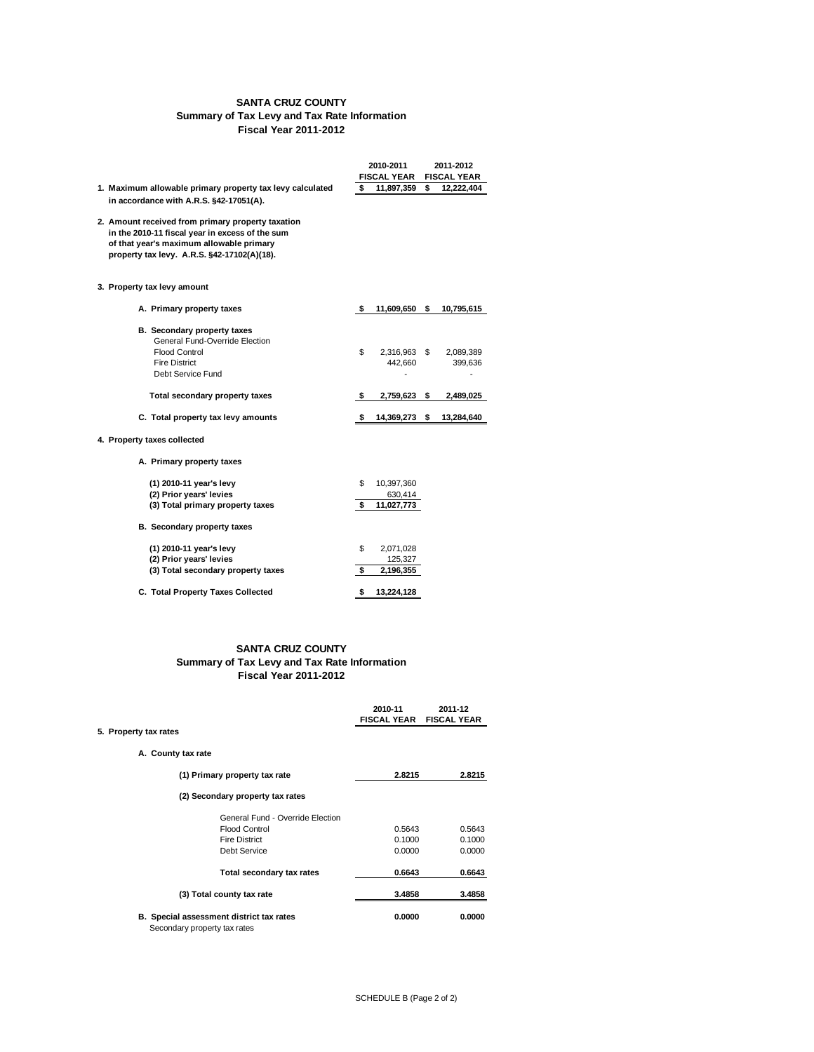# SANTA CRUZ COUNTY
## Summary of Tax Levy and Tax Rate Information
### Fiscal Year 2011-2012

| | 2010-2011 FISCAL YEAR | 2011-2012 FISCAL YEAR |
|---|---|---|
| **1. Maximum allowable primary property tax levy calculated in accordance with A.R.S. §42-17051(A).** | **$ 11,897,359** | **$ 12,222,404** |
| **2. Amount received from primary property taxation in the 2010-11 fiscal year in excess of the sum of that year's maximum allowable primary property tax levy. A.R.S. §42-17102(A)(18).** | | |
| **3. Property tax levy amount** | | |
| **A. Primary property taxes** | **$ 11,609,650** | **$ 10,795,615** |
| **B. Secondary property taxes** | | |
| General Fund-Override Election | | |
| Flood Control | $ 2,316,963 | $ 2,089,389 |
| Fire District | 442,660 | 399,636 |
| Debt Service Fund | - | - |
| **Total secondary property taxes** | **$ 2,759,623** | **$ 2,489,025** |
| **C. Total property tax levy amounts** | **$ 14,369,273** | **$ 13,284,640** |
| **4. Property taxes collected** | | |
| **A. Primary property taxes** | | |
| **(1) 2010-11 year's levy** | $ 10,397,360 | |
| **(2) Prior years' levies** | 630,414 | |
| **(3) Total primary property taxes** | **$ 11,027,773** | |
| **B. Secondary property taxes** | | |
| **(1) 2010-11 year's levy** | $ 2,071,028 | |
| **(2) Prior years' levies** | 125,327 | |
| **(3) Total secondary property taxes** | **$ 2,196,355** | |
| **C. Total Property Taxes Collected** | **$ 13,224,128** | |

# SANTA CRUZ COUNTY
## Summary of Tax Levy and Tax Rate Information
### Fiscal Year 2011-2012

| | 2010-11 FISCAL YEAR | 2011-12 FISCAL YEAR |
|---|---|---|
| **5. Property tax rates** | | |
| **A. County tax rate** | | |
| **(1) Primary property tax rate** | **2.8215** | **2.8215** |
| **(2) Secondary property tax rates** | | |
| General Fund - Override Election | | |
| Flood Control | 0.5643 | 0.5643 |
| Fire District | 0.1000 | 0.1000 |
| Debt Service | 0.0000 | 0.0000 |
| **Total secondary tax rates** | **0.6643** | **0.6643** |
| **(3) Total county tax rate** | **3.4858** | **3.4858** |
| **B. Special assessment district tax rates** Secondary property tax rates | **0.0000** | **0.0000** |

SCHEDULE B (Page 2 of 2)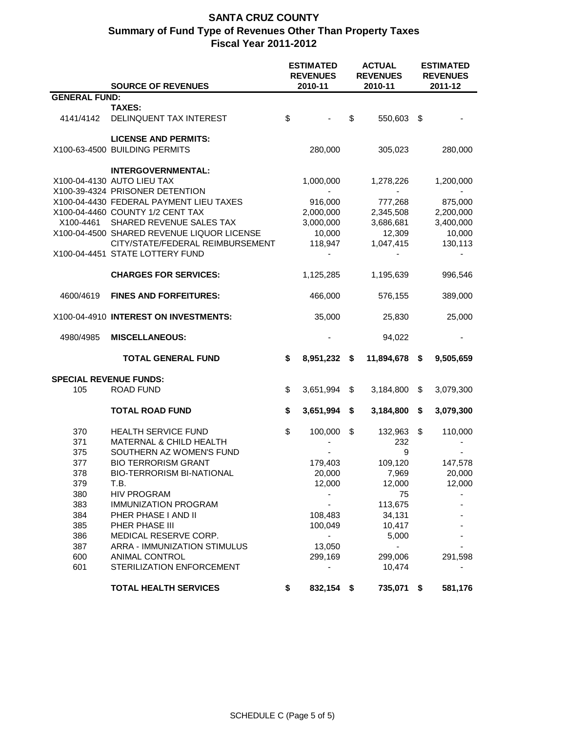# SANTA CRUZ COUNTY
## Summary of Fund Type of Revenues Other Than Property Taxes
### Fiscal Year 2011-2012

| | SOURCE OF REVENUES | ESTIMATED REVENUES 2010-11 | ACTUAL REVENUES 2010-11 | ESTIMATED REVENUES 2011-12 |
|---|---|---|---|---|
| **GENERAL FUND:** | | | | |
| | **TAXES:** | | | |
| 4141/4142 | DELINQUENT TAX INTEREST | $ - | $ 550,603 | $ - |
| | **LICENSE AND PERMITS:** | | | |
| X100-63-4500 | BUILDING PERMITS | 280,000 | 305,023 | 280,000 |
| | **INTERGOVERNMENTAL:** | | | |
| X100-04-4130 | AUTO LIEU TAX | 1,000,000 | 1,278,226 | 1,200,000 |
| X100-39-4324 | PRISONER DETENTION | - | - | - |
| X100-04-4430 | FEDERAL PAYMENT LIEU TAXES | 916,000 | 777,268 | 875,000 |
| X100-04-4460 | COUNTY 1/2 CENT TAX | 2,000,000 | 2,345,508 | 2,200,000 |
| X100-4461 | SHARED REVENUE SALES TAX | 3,000,000 | 3,686,681 | 3,400,000 |
| X100-04-4500 | SHARED REVENUE LIQUOR LICENSE | 10,000 | 12,309 | 10,000 |
| | CITY/STATE/FEDERAL REIMBURSEMENT | 118,947 | 1,047,415 | 130,113 |
| X100-04-4451 | STATE LOTTERY FUND | - | - | - |
| | **CHARGES FOR SERVICES:** | 1,125,285 | 1,195,639 | 996,546 |
| 4600/4619 | **FINES AND FORFEITURES:** | 466,000 | 576,155 | 389,000 |
| X100-04-4910 | **INTEREST ON INVESTMENTS:** | 35,000 | 25,830 | 25,000 |
| 4980/4985 | **MISCELLANEOUS:** | - | 94,022 | - |
| | **TOTAL GENERAL FUND** | **$ 8,951,232** | **$ 11,894,678** | **$ 9,505,659** |
| **SPECIAL REVENUE FUNDS:** | | | | |
| 105 | ROAD FUND | $ 3,651,994 | $ 3,184,800 | $ 3,079,300 |
| | **TOTAL ROAD FUND** | **$ 3,651,994** | **$ 3,184,800** | **$ 3,079,300** |
| 370 | HEALTH SERVICE FUND | $ 100,000 | $ 132,963 | $ 110,000 |
| 371 | MATERNAL & CHILD HEALTH | - | 232 | - |
| 375 | SOUTHERN AZ WOMEN'S FUND | - | 9 | - |
| 377 | BIO TERRORISM GRANT | 179,403 | 109,120 | 147,578 |
| 378 | BIO-TERRORISM BI-NATIONAL | 20,000 | 7,969 | 20,000 |
| 379 | T.B. | 12,000 | 12,000 | 12,000 |
| 380 | HIV PROGRAM | - | 75 | - |
| 383 | IMMUNIZATION PROGRAM | - | 113,675 | - |
| 384 | PHER PHASE I AND II | 108,483 | 34,131 | - |
| 385 | PHER PHASE III | 100,049 | 10,417 | - |
| 386 | MEDICAL RESERVE CORP. | - | 5,000 | - |
| 387 | ARRA - IMMUNIZATION STIMULUS | 13,050 | - | - |
| 600 | ANIMAL CONTROL | 299,169 | 299,006 | 291,598 |
| 601 | STERILIZATION ENFORCEMENT | - | 10,474 | - |
| | **TOTAL HEALTH SERVICES** | **$ 832,154** | **$ 735,071** | **$ 581,176** |

SCHEDULE C (Page 5 of 5)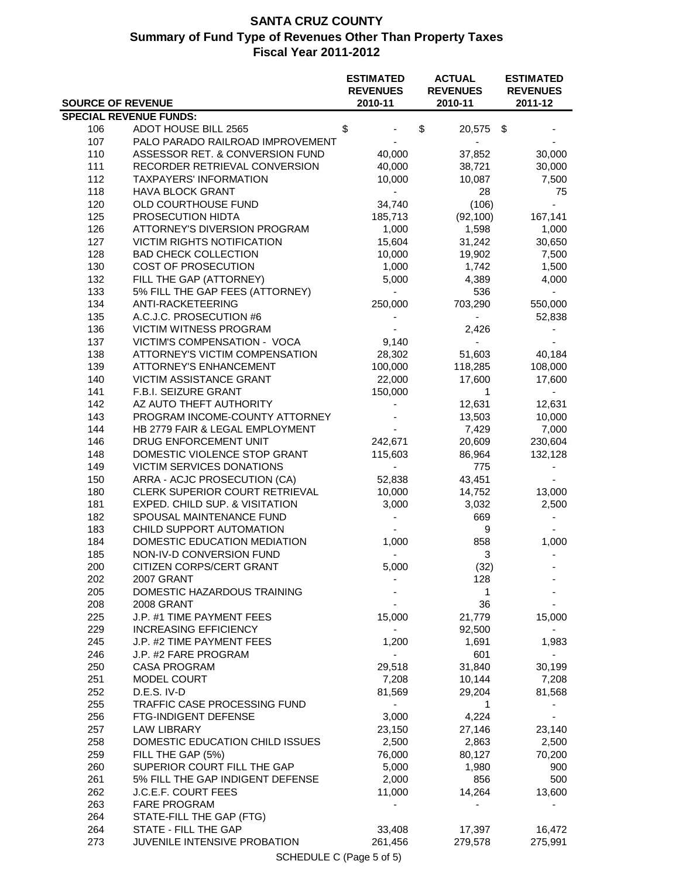# SANTA CRUZ COUNTY

## Summary of Fund Type of Revenues Other Than Property Taxes

### Fiscal Year 2011-2012

| SOURCE OF REVENUE | | ESTIMATED REVENUES 2010-11 | ACTUAL REVENUES 2010-11 | ESTIMATED REVENUES 2011-12 |
|---|---|---|---|---|
| **SPECIAL REVENUE FUNDS:** | | | | |
| 106 | ADOT HOUSE BILL 2565 | $ - | $ 20,575 | $ - |
| 107 | PALO PARADO RAILROAD IMPROVEMENT | - | - | - |
| 110 | ASSESSOR RET. & CONVERSION FUND | 40,000 | 37,852 | 30,000 |
| 111 | RECORDER RETRIEVAL CONVERSION | 40,000 | 38,721 | 30,000 |
| 112 | TAXPAYERS' INFORMATION | 10,000 | 10,087 | 7,500 |
| 118 | HAVA BLOCK GRANT | - | 28 | 75 |
| 120 | OLD COURTHOUSE FUND | 34,740 | (106) | - |
| 125 | PROSECUTION HIDTA | 185,713 | (92,100) | 167,141 |
| 126 | ATTORNEY'S DIVERSION PROGRAM | 1,000 | 1,598 | 1,000 |
| 127 | VICTIM RIGHTS NOTIFICATION | 15,604 | 31,242 | 30,650 |
| 128 | BAD CHECK COLLECTION | 10,000 | 19,902 | 7,500 |
| 130 | COST OF PROSECUTION | 1,000 | 1,742 | 1,500 |
| 132 | FILL THE GAP (ATTORNEY) | 5,000 | 4,389 | 4,000 |
| 133 | 5% FILL THE GAP FEES (ATTORNEY) | - | 536 | - |
| 134 | ANTI-RACKETEERING | 250,000 | 703,290 | 550,000 |
| 135 | A.C.J.C. PROSECUTION #6 | - | - | 52,838 |
| 136 | VICTIM WITNESS PROGRAM | - | 2,426 | - |
| 137 | VICTIM'S COMPENSATION - VOCA | 9,140 | - | - |
| 138 | ATTORNEY'S VICTIM COMPENSATION | 28,302 | 51,603 | 40,184 |
| 139 | ATTORNEY'S ENHANCEMENT | 100,000 | 118,285 | 108,000 |
| 140 | VICTIM ASSISTANCE GRANT | 22,000 | 17,600 | 17,600 |
| 141 | F.B.I. SEIZURE GRANT | 150,000 | 1 | - |
| 142 | AZ AUTO THEFT AUTHORITY | - | 12,631 | 12,631 |
| 143 | PROGRAM INCOME-COUNTY ATTORNEY | - | 13,503 | 10,000 |
| 144 | HB 2779 FAIR & LEGAL EMPLOYMENT | - | 7,429 | 7,000 |
| 146 | DRUG ENFORCEMENT UNIT | 242,671 | 20,609 | 230,604 |
| 148 | DOMESTIC VIOLENCE STOP GRANT | 115,603 | 86,964 | 132,128 |
| 149 | VICTIM SERVICES DONATIONS | - | 775 | - |
| 150 | ARRA - ACJC PROSECUTION (CA) | 52,838 | 43,451 | - |
| 180 | CLERK SUPERIOR COURT RETRIEVAL | 10,000 | 14,752 | 13,000 |
| 181 | EXPED. CHILD SUP. & VISITATION | 3,000 | 3,032 | 2,500 |
| 182 | SPOUSAL MAINTENANCE FUND | - | 669 | - |
| 183 | CHILD SUPPORT AUTOMATION | - | 9 | - |
| 184 | DOMESTIC EDUCATION MEDIATION | 1,000 | 858 | 1,000 |
| 185 | NON-IV-D CONVERSION FUND | - | 3 | - |
| 200 | CITIZEN CORPS/CERT GRANT | 5,000 | (32) | - |
| 202 | 2007 GRANT | - | 128 | - |
| 205 | DOMESTIC HAZARDOUS TRAINING | - | 1 | - |
| 208 | 2008 GRANT | - | 36 | - |
| 225 | J.P. #1 TIME PAYMENT FEES | 15,000 | 21,779 | 15,000 |
| 229 | INCREASING EFFICIENCY | - | 92,500 | - |
| 245 | J.P. #2 TIME PAYMENT FEES | 1,200 | 1,691 | 1,983 |
| 246 | J.P. #2 FARE PROGRAM | - | 601 | - |
| 250 | CASA PROGRAM | 29,518 | 31,840 | 30,199 |
| 251 | MODEL COURT | 7,208 | 10,144 | 7,208 |
| 252 | D.E.S. IV-D | 81,569 | 29,204 | 81,568 |
| 255 | TRAFFIC CASE PROCESSING FUND | - | 1 | - |
| 256 | FTG-INDIGENT DEFENSE | 3,000 | 4,224 | - |
| 257 | LAW LIBRARY | 23,150 | 27,146 | 23,140 |
| 258 | DOMESTIC EDUCATION CHILD ISSUES | 2,500 | 2,863 | 2,500 |
| 259 | FILL THE GAP (5%) | 76,000 | 80,127 | 70,200 |
| 260 | SUPERIOR COURT FILL THE GAP | 5,000 | 1,980 | 900 |
| 261 | 5% FILL THE GAP INDIGENT DEFENSE | 2,000 | 856 | 500 |
| 262 | J.C.E.F. COURT FEES | 11,000 | 14,264 | 13,600 |
| 263 | FARE PROGRAM | - | - | - |
| 264 | STATE-FILL THE GAP (FTG) | | | |
| 264 | STATE - FILL THE GAP | 33,408 | 17,397 | 16,472 |
| 273 | JUVENILE INTENSIVE PROBATION | 261,456 | 279,578 | 275,991 |

SCHEDULE C (Page 5 of 5)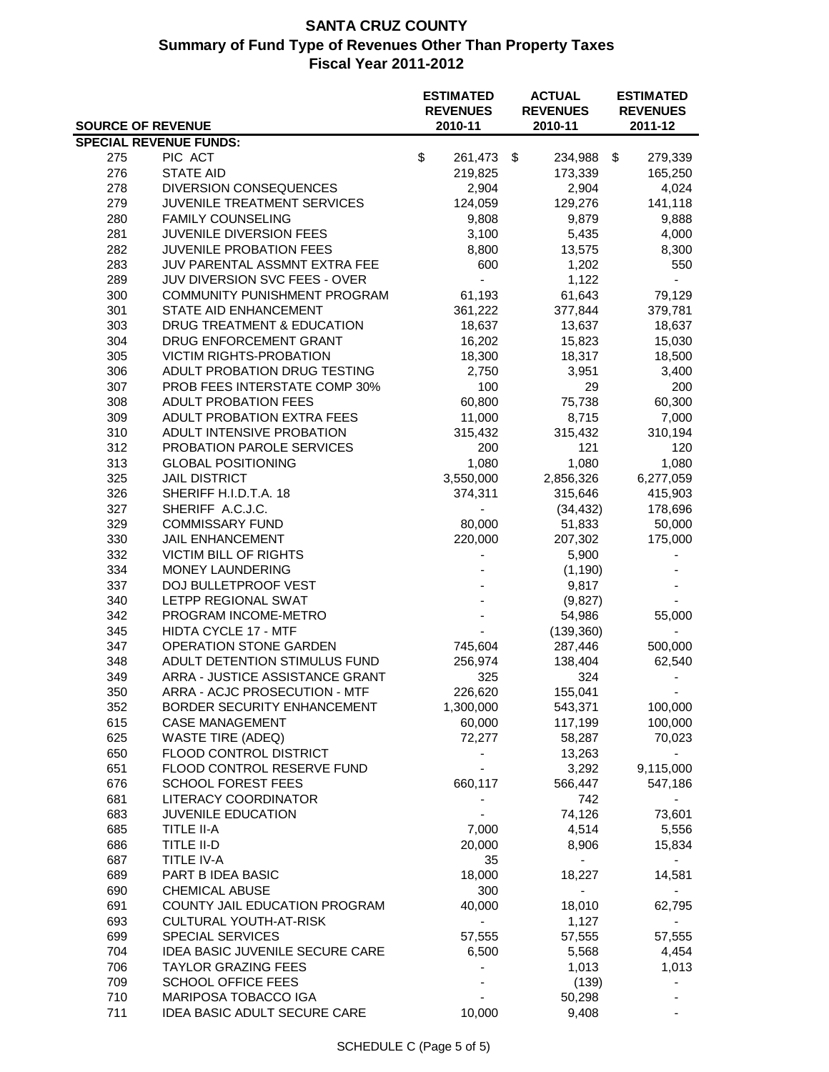# SANTA CRUZ COUNTY
## Summary of Fund Type of Revenues Other Than Property Taxes
## Fiscal Year 2011-2012

| SOURCE OF REVENUE | | ESTIMATED REVENUES 2010-11 | ACTUAL REVENUES 2010-11 | ESTIMATED REVENUES 2011-12 |
|---|---|---|---|---|
| **SPECIAL REVENUE FUNDS:** | | | | |
| 275 | PIC ACT | $ 261,473 | $ 234,988 | $ 279,339 |
| 276 | STATE AID | 219,825 | 173,339 | 165,250 |
| 278 | DIVERSION CONSEQUENCES | 2,904 | 2,904 | 4,024 |
| 279 | JUVENILE TREATMENT SERVICES | 124,059 | 129,276 | 141,118 |
| 280 | FAMILY COUNSELING | 9,808 | 9,879 | 9,888 |
| 281 | JUVENILE DIVERSION FEES | 3,100 | 5,435 | 4,000 |
| 282 | JUVENILE PROBATION FEES | 8,800 | 13,575 | 8,300 |
| 283 | JUV PARENTAL ASSMNT EXTRA FEE | 600 | 1,202 | 550 |
| 289 | JUV DIVERSION SVC FEES - OVER | - | 1,122 | - |
| 300 | COMMUNITY PUNISHMENT PROGRAM | 61,193 | 61,643 | 79,129 |
| 301 | STATE AID ENHANCEMENT | 361,222 | 377,844 | 379,781 |
| 303 | DRUG TREATMENT & EDUCATION | 18,637 | 13,637 | 18,637 |
| 304 | DRUG ENFORCEMENT GRANT | 16,202 | 15,823 | 15,030 |
| 305 | VICTIM RIGHTS-PROBATION | 18,300 | 18,317 | 18,500 |
| 306 | ADULT PROBATION DRUG TESTING | 2,750 | 3,951 | 3,400 |
| 307 | PROB FEES INTERSTATE COMP 30% | 100 | 29 | 200 |
| 308 | ADULT PROBATION FEES | 60,800 | 75,738 | 60,300 |
| 309 | ADULT PROBATION EXTRA FEES | 11,000 | 8,715 | 7,000 |
| 310 | ADULT INTENSIVE PROBATION | 315,432 | 315,432 | 310,194 |
| 312 | PROBATION PAROLE SERVICES | 200 | 121 | 120 |
| 313 | GLOBAL POSITIONING | 1,080 | 1,080 | 1,080 |
| 325 | JAIL DISTRICT | 3,550,000 | 2,856,326 | 6,277,059 |
| 326 | SHERIFF H.I.D.T.A. 18 | 374,311 | 315,646 | 415,903 |
| 327 | SHERIFF A.C.J.C. | - | (34,432) | 178,696 |
| 329 | COMMISSARY FUND | 80,000 | 51,833 | 50,000 |
| 330 | JAIL ENHANCEMENT | 220,000 | 207,302 | 175,000 |
| 332 | VICTIM BILL OF RIGHTS | - | 5,900 | - |
| 334 | MONEY LAUNDERING | - | (1,190) | - |
| 337 | DOJ BULLETPROOF VEST | - | 9,817 | - |
| 340 | LETPP REGIONAL SWAT | - | (9,827) | - |
| 342 | PROGRAM INCOME-METRO | - | 54,986 | 55,000 |
| 345 | HIDTA CYCLE 17 - MTF | - | (139,360) | - |
| 347 | OPERATION STONE GARDEN | 745,604 | 287,446 | 500,000 |
| 348 | ADULT DETENTION STIMULUS FUND | 256,974 | 138,404 | 62,540 |
| 349 | ARRA - JUSTICE ASSISTANCE GRANT | 325 | 324 | - |
| 350 | ARRA - ACJC PROSECUTION - MTF | 226,620 | 155,041 | - |
| 352 | BORDER SECURITY ENHANCEMENT | 1,300,000 | 543,371 | 100,000 |
| 615 | CASE MANAGEMENT | 60,000 | 117,199 | 100,000 |
| 625 | WASTE TIRE (ADEQ) | 72,277 | 58,287 | 70,023 |
| 650 | FLOOD CONTROL DISTRICT | - | 13,263 | - |
| 651 | FLOOD CONTROL RESERVE FUND | - | 3,292 | 9,115,000 |
| 676 | SCHOOL FOREST FEES | 660,117 | 566,447 | 547,186 |
| 681 | LITERACY COORDINATOR | - | 742 | - |
| 683 | JUVENILE EDUCATION | - | 74,126 | 73,601 |
| 685 | TITLE II-A | 7,000 | 4,514 | 5,556 |
| 686 | TITLE II-D | 20,000 | 8,906 | 15,834 |
| 687 | TITLE IV-A | 35 | - | - |
| 689 | PART B IDEA BASIC | 18,000 | 18,227 | 14,581 |
| 690 | CHEMICAL ABUSE | 300 | - | - |
| 691 | COUNTY JAIL EDUCATION PROGRAM | 40,000 | 18,010 | 62,795 |
| 693 | CULTURAL YOUTH-AT-RISK | - | 1,127 | - |
| 699 | SPECIAL SERVICES | 57,555 | 57,555 | 57,555 |
| 704 | IDEA BASIC JUVENILE SECURE CARE | 6,500 | 5,568 | 4,454 |
| 706 | TAYLOR GRAZING FEES | - | 1,013 | 1,013 |
| 709 | SCHOOL OFFICE FEES | - | (139) | - |
| 710 | MARIPOSA TOBACCO IGA | - | 50,298 | - |
| 711 | IDEA BASIC ADULT SECURE CARE | 10,000 | 9,408 | - |

SCHEDULE C (Page 5 of 5)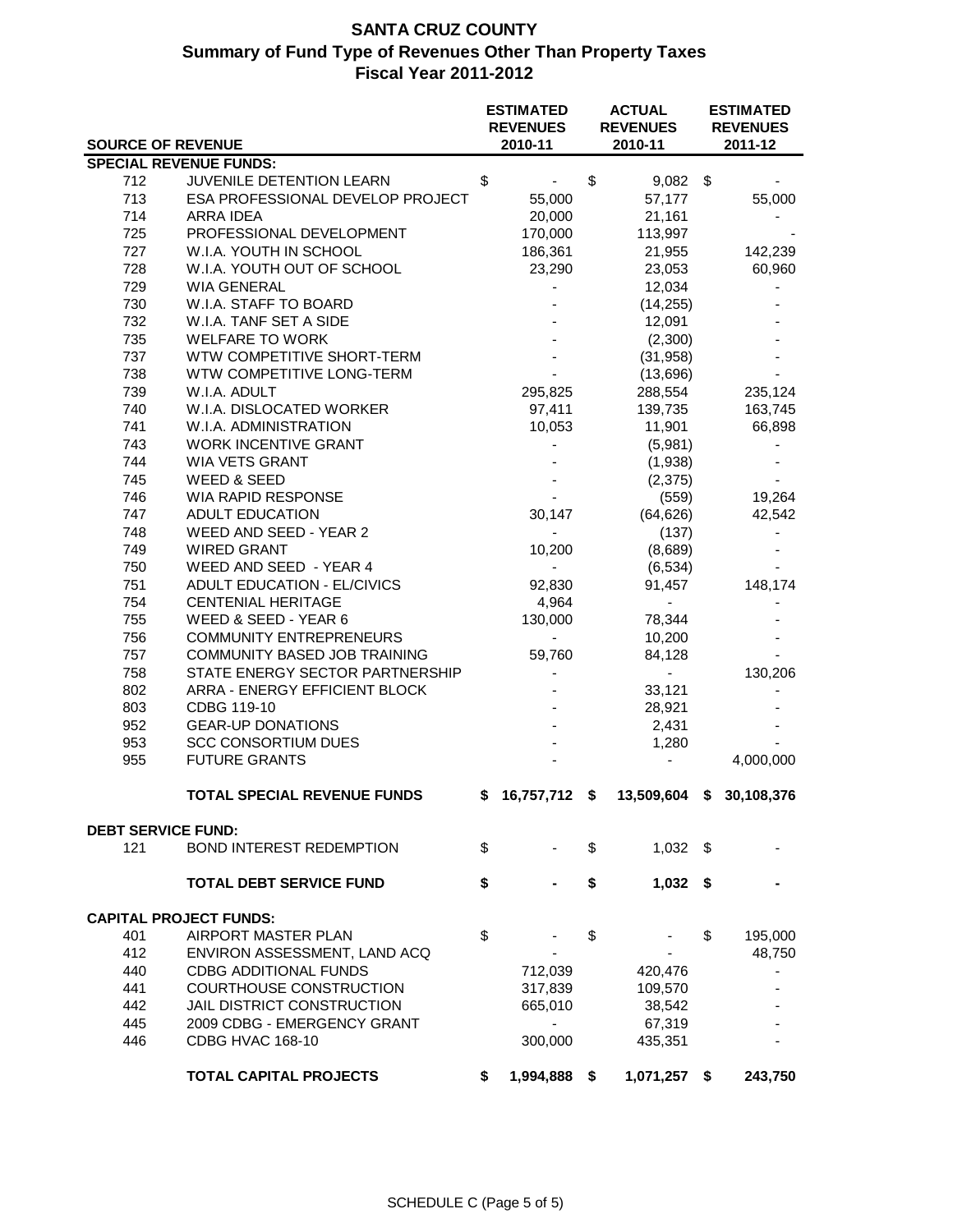# SANTA CRUZ COUNTY

## Summary of Fund Type of Revenues Other Than Property Taxes

### Fiscal Year 2011-2012

| SOURCE OF REVENUE | | ESTIMATED REVENUES 2010-11 | ACTUAL REVENUES 2010-11 | ESTIMATED REVENUES 2011-12 |
|---|---|---|---|---|
| **SPECIAL REVENUE FUNDS:** | | | | |
| 712 | JUVENILE DETENTION LEARN | $ - | $ 9,082 | $ - |
| 713 | ESA PROFESSIONAL DEVELOP PROJECT | 55,000 | 57,177 | 55,000 |
| 714 | ARRA IDEA | 20,000 | 21,161 | - |
| 725 | PROFESSIONAL DEVELOPMENT | 170,000 | 113,997 | - |
| 727 | W.I.A. YOUTH IN SCHOOL | 186,361 | 21,955 | 142,239 |
| 728 | W.I.A. YOUTH OUT OF SCHOOL | 23,290 | 23,053 | 60,960 |
| 729 | WIA GENERAL | - | 12,034 | - |
| 730 | W.I.A. STAFF TO BOARD | - | (14,255) | - |
| 732 | W.I.A. TANF SET A SIDE | - | 12,091 | - |
| 735 | WELFARE TO WORK | - | (2,300) | - |
| 737 | WTW COMPETITIVE SHORT-TERM | - | (31,958) | - |
| 738 | WTW COMPETITIVE LONG-TERM | - | (13,696) | - |
| 739 | W.I.A. ADULT | 295,825 | 288,554 | 235,124 |
| 740 | W.I.A. DISLOCATED WORKER | 97,411 | 139,735 | 163,745 |
| 741 | W.I.A. ADMINISTRATION | 10,053 | 11,901 | 66,898 |
| 743 | WORK INCENTIVE GRANT | - | (5,981) | - |
| 744 | WIA VETS GRANT | - | (1,938) | - |
| 745 | WEED & SEED | - | (2,375) | - |
| 746 | WIA RAPID RESPONSE | - | (559) | 19,264 |
| 747 | ADULT EDUCATION | 30,147 | (64,626) | 42,542 |
| 748 | WEED AND SEED - YEAR 2 | - | (137) | - |
| 749 | WIRED GRANT | 10,200 | (8,689) | - |
| 750 | WEED AND SEED - YEAR 4 | - | (6,534) | - |
| 751 | ADULT EDUCATION - EL/CIVICS | 92,830 | 91,457 | 148,174 |
| 754 | CENTENIAL HERITAGE | 4,964 | - | - |
| 755 | WEED & SEED - YEAR 6 | 130,000 | 78,344 | - |
| 756 | COMMUNITY ENTREPRENEURS | - | 10,200 | - |
| 757 | COMMUNITY BASED JOB TRAINING | 59,760 | 84,128 | - |
| 758 | STATE ENERGY SECTOR PARTNERSHIP | - | - | 130,206 |
| 802 | ARRA - ENERGY EFFICIENT BLOCK | - | 33,121 | - |
| 803 | CDBG 119-10 | - | 28,921 | - |
| 952 | GEAR-UP DONATIONS | - | 2,431 | - |
| 953 | SCC CONSORTIUM DUES | - | 1,280 | - |
| 955 | FUTURE GRANTS | - | - | 4,000,000 |
| | **TOTAL SPECIAL REVENUE FUNDS** | **$ 16,757,712** | **$ 13,509,604** | **$ 30,108,376** |
| **DEBT SERVICE FUND:** | | | | |
| 121 | BOND INTEREST REDEMPTION | $ - | $ 1,032 | $ - |
| | **TOTAL DEBT SERVICE FUND** | **$ -** | **$ 1,032** | **$ -** |
| **CAPITAL PROJECT FUNDS:** | | | | |
| 401 | AIRPORT MASTER PLAN | $ - | $ - | $ 195,000 |
| 412 | ENVIRON ASSESSMENT, LAND ACQ | - | - | 48,750 |
| 440 | CDBG ADDITIONAL FUNDS | 712,039 | 420,476 | - |
| 441 | COURTHOUSE CONSTRUCTION | 317,839 | 109,570 | - |
| 442 | JAIL DISTRICT CONSTRUCTION | 665,010 | 38,542 | - |
| 445 | 2009 CDBG - EMERGENCY GRANT | - | 67,319 | - |
| 446 | CDBG HVAC 168-10 | 300,000 | 435,351 | - |
| | **TOTAL CAPITAL PROJECTS** | **$ 1,994,888** | **$ 1,071,257** | **$ 243,750** |

SCHEDULE C (Page 5 of 5)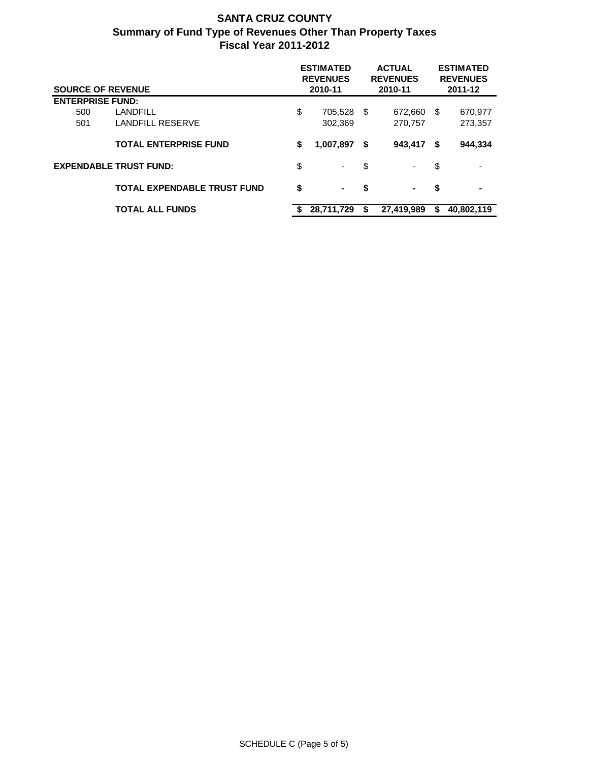# SANTA CRUZ COUNTY
## Summary of Fund Type of Revenues Other Than Property Taxes
## Fiscal Year 2011-2012

| SOURCE OF REVENUE | | ESTIMATED REVENUES 2010-11 | ACTUAL REVENUES 2010-11 | ESTIMATED REVENUES 2011-12 |
|---|---|---|---|---|
| **ENTERPRISE FUND:** | | | | |
| 500 | LANDFILL | $ 705,528 | $ 672,660 | $ 670,977 |
| 501 | LANDFILL RESERVE | 302,369 | 270,757 | 273,357 |
| | **TOTAL ENTERPRISE FUND** | **$ 1,007,897** | **$ 943,417** | **$ 944,334** |
| **EXPENDABLE TRUST FUND:** | | $ - | $ - | $ - |
| | **TOTAL EXPENDABLE TRUST FUND** | **$ -** | **$ -** | **$ -** |
| | **TOTAL ALL FUNDS** | **$ 28,711,729** | **$ 27,419,989** | **$ 40,802,119** |

SCHEDULE C (Page 5 of 5)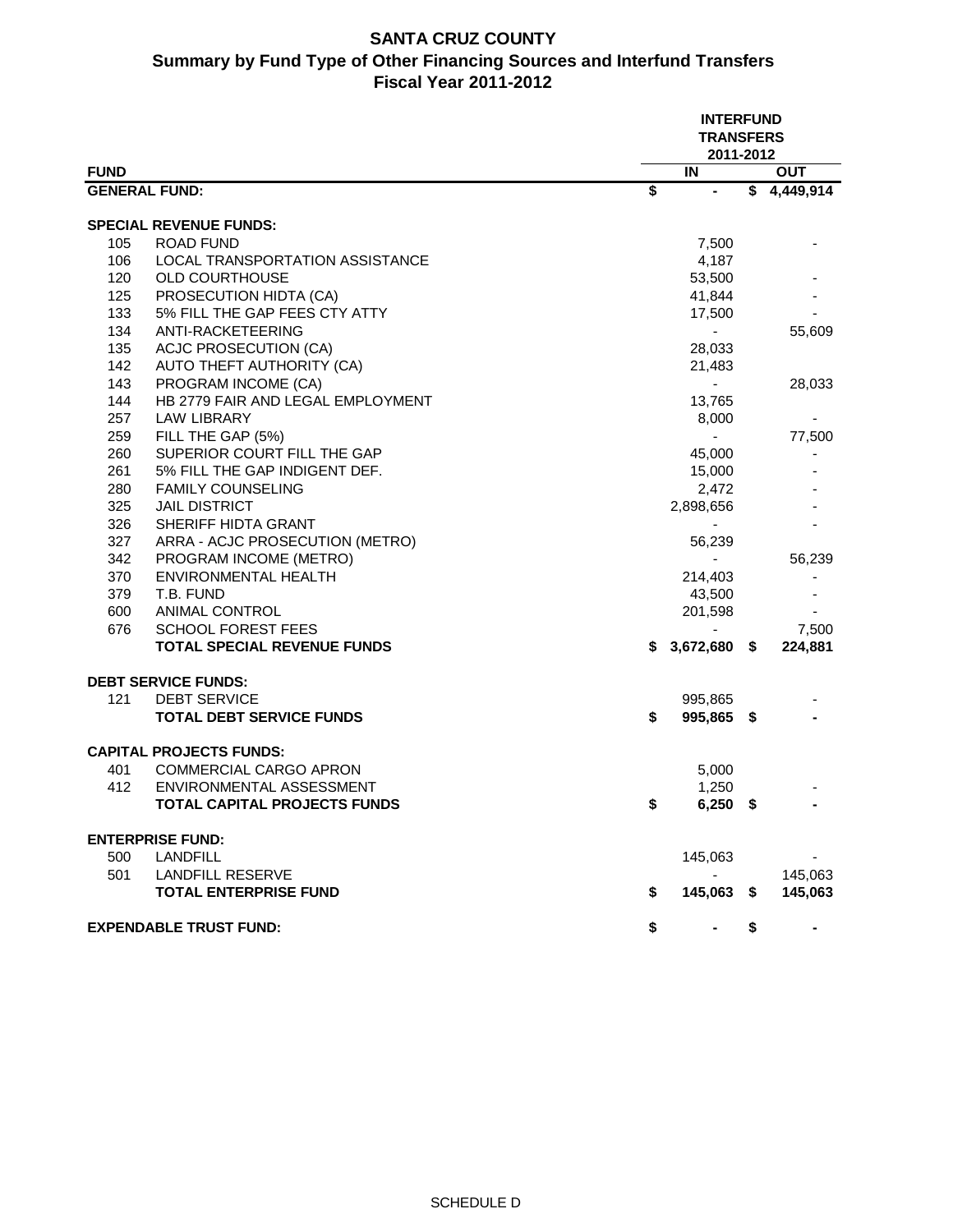# SANTA CRUZ COUNTY

## Summary by Fund Type of Other Financing Sources and Interfund Transfers

### Fiscal Year 2011-2012

| FUND | | INTERFUND TRANSFERS 2011-2012 IN | OUT |
|---|---|---|---|
| **GENERAL FUND:** | | **$ -** | **$ 4,449,914** |
| **SPECIAL REVENUE FUNDS:** | | | |
| 105 | ROAD FUND | 7,500 | - |
| 106 | LOCAL TRANSPORTATION ASSISTANCE | 4,187 | |
| 120 | OLD COURTHOUSE | 53,500 | - |
| 125 | PROSECUTION HIDTA (CA) | 41,844 | - |
| 133 | 5% FILL THE GAP FEES CTY ATTY | 17,500 | - |
| 134 | ANTI-RACKETEERING | - | 55,609 |
| 135 | ACJC PROSECUTION (CA) | 28,033 | |
| 142 | AUTO THEFT AUTHORITY (CA) | 21,483 | |
| 143 | PROGRAM INCOME (CA) | - | 28,033 |
| 144 | HB 2779 FAIR AND LEGAL EMPLOYMENT | 13,765 | |
| 257 | LAW LIBRARY | 8,000 | - |
| 259 | FILL THE GAP (5%) | - | 77,500 |
| 260 | SUPERIOR COURT FILL THE GAP | 45,000 | - |
| 261 | 5% FILL THE GAP INDIGENT DEF. | 15,000 | - |
| 280 | FAMILY COUNSELING | 2,472 | - |
| 325 | JAIL DISTRICT | 2,898,656 | - |
| 326 | SHERIFF HIDTA GRANT | - | - |
| 327 | ARRA - ACJC PROSECUTION (METRO) | 56,239 | |
| 342 | PROGRAM INCOME (METRO) | - | 56,239 |
| 370 | ENVIRONMENTAL HEALTH | 214,403 | - |
| 379 | T.B. FUND | 43,500 | - |
| 600 | ANIMAL CONTROL | 201,598 | - |
| 676 | SCHOOL FOREST FEES | - | 7,500 |
| | **TOTAL SPECIAL REVENUE FUNDS** | **$ 3,672,680** | **$ 224,881** |
| **DEBT SERVICE FUNDS:** | | | |
| 121 | DEBT SERVICE | 995,865 | - |
| | **TOTAL DEBT SERVICE FUNDS** | **$ 995,865** | **$ -** |
| **CAPITAL PROJECTS FUNDS:** | | | |
| 401 | COMMERCIAL CARGO APRON | 5,000 | |
| 412 | ENVIRONMENTAL ASSESSMENT | 1,250 | - |
| | **TOTAL CAPITAL PROJECTS FUNDS** | **$ 6,250** | **$ -** |
| **ENTERPRISE FUND:** | | | |
| 500 | LANDFILL | 145,063 | - |
| 501 | LANDFILL RESERVE | - | 145,063 |
| | **TOTAL ENTERPRISE FUND** | **$ 145,063** | **$ 145,063** |
| **EXPENDABLE TRUST FUND:** | | **$ -** | **$ -** |

SCHEDULE D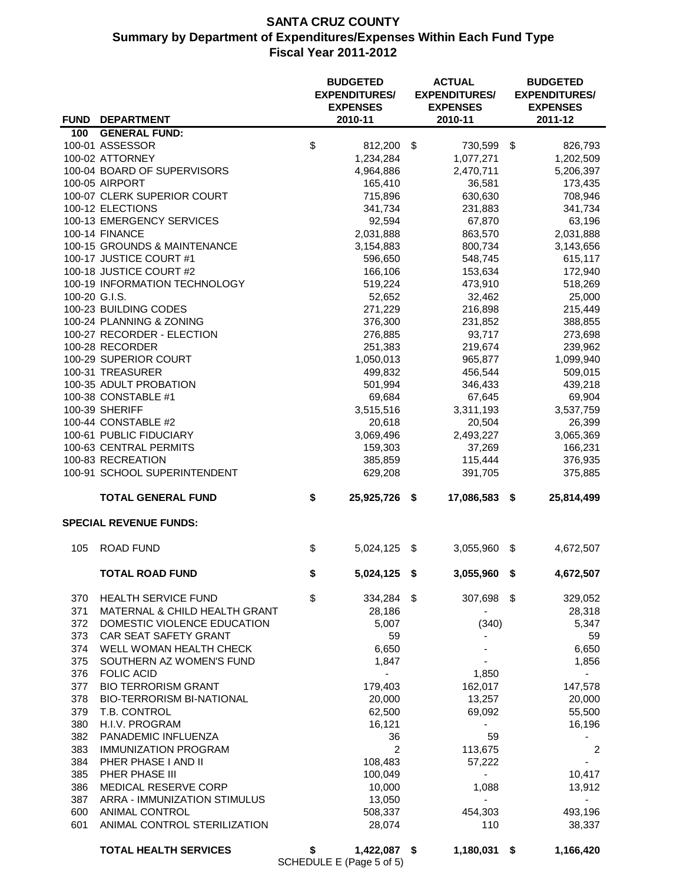# SANTA CRUZ COUNTY
## Summary by Department of Expenditures/Expenses Within Each Fund Type
### Fiscal Year 2011-2012

| FUND | DEPARTMENT | BUDGETED EXPENDITURES/ EXPENSES 2010-11 | ACTUAL EXPENDITURES/ EXPENSES 2010-11 | BUDGETED EXPENDITURES/ EXPENSES 2011-12 |
|---|---|---|---|---|
| 100 | **GENERAL FUND:** | | | |
| 100-01 | ASSESSOR | $ 812,200 | $ 730,599 | $ 826,793 |
| 100-02 | ATTORNEY | 1,234,284 | 1,077,271 | 1,202,509 |
| 100-04 | BOARD OF SUPERVISORS | 4,964,886 | 2,470,711 | 5,206,397 |
| 100-05 | AIRPORT | 165,410 | 36,581 | 173,435 |
| 100-07 | CLERK SUPERIOR COURT | 715,896 | 630,630 | 708,946 |
| 100-12 | ELECTIONS | 341,734 | 231,883 | 341,734 |
| 100-13 | EMERGENCY SERVICES | 92,594 | 67,870 | 63,196 |
| 100-14 | FINANCE | 2,031,888 | 863,570 | 2,031,888 |
| 100-15 | GROUNDS & MAINTENANCE | 3,154,883 | 800,734 | 3,143,656 |
| 100-17 | JUSTICE COURT #1 | 596,650 | 548,745 | 615,117 |
| 100-18 | JUSTICE COURT #2 | 166,106 | 153,634 | 172,940 |
| 100-19 | INFORMATION TECHNOLOGY | 519,224 | 473,910 | 518,269 |
| 100-20 | G.I.S. | 52,652 | 32,462 | 25,000 |
| 100-23 | BUILDING CODES | 271,229 | 216,898 | 215,449 |
| 100-24 | PLANNING & ZONING | 376,300 | 231,852 | 388,855 |
| 100-27 | RECORDER - ELECTION | 276,885 | 93,717 | 273,698 |
| 100-28 | RECORDER | 251,383 | 219,674 | 239,962 |
| 100-29 | SUPERIOR COURT | 1,050,013 | 965,877 | 1,099,940 |
| 100-31 | TREASURER | 499,832 | 456,544 | 509,015 |
| 100-35 | ADULT PROBATION | 501,994 | 346,433 | 439,218 |
| 100-38 | CONSTABLE #1 | 69,684 | 67,645 | 69,904 |
| 100-39 | SHERIFF | 3,515,516 | 3,311,193 | 3,537,759 |
| 100-44 | CONSTABLE #2 | 20,618 | 20,504 | 26,399 |
| 100-61 | PUBLIC FIDUCIARY | 3,069,496 | 2,493,227 | 3,065,369 |
| 100-63 | CENTRAL PERMITS | 159,303 | 37,269 | 166,231 |
| 100-83 | RECREATION | 385,859 | 115,444 | 376,935 |
| 100-91 | SCHOOL SUPERINTENDENT | 629,208 | 391,705 | 375,885 |
| | **TOTAL GENERAL FUND** | **$ 25,925,726** | **$ 17,086,583** | **$ 25,814,499** |
| | **SPECIAL REVENUE FUNDS:** | | | |
| 105 | ROAD FUND | $ 5,024,125 | $ 3,055,960 | $ 4,672,507 |
| | **TOTAL ROAD FUND** | **$ 5,024,125** | **$ 3,055,960** | **$ 4,672,507** |
| 370 | HEALTH SERVICE FUND | $ 334,284 | $ 307,698 | $ 329,052 |
| 371 | MATERNAL & CHILD HEALTH GRANT | 28,186 | - | 28,318 |
| 372 | DOMESTIC VIOLENCE EDUCATION | 5,007 | (340) | 5,347 |
| 373 | CAR SEAT SAFETY GRANT | 59 | - | 59 |
| 374 | WELL WOMAN HEALTH CHECK | 6,650 | - | 6,650 |
| 375 | SOUTHERN AZ WOMEN'S FUND | 1,847 | - | 1,856 |
| 376 | FOLIC ACID | - | 1,850 | - |
| 377 | BIO TERRORISM GRANT | 179,403 | 162,017 | 147,578 |
| 378 | BIO-TERRORISM BI-NATIONAL | 20,000 | 13,257 | 20,000 |
| 379 | T.B. CONTROL | 62,500 | 69,092 | 55,500 |
| 380 | H.I.V. PROGRAM | 16,121 | - | 16,196 |
| 382 | PANADEMIC INFLUENZA | 36 | 59 | - |
| 383 | IMMUNIZATION PROGRAM | 2 | 113,675 | 2 |
| 384 | PHER PHASE I AND II | 108,483 | 57,222 | - |
| 385 | PHER PHASE III | 100,049 | - | 10,417 |
| 386 | MEDICAL RESERVE CORP | 10,000 | 1,088 | 13,912 |
| 387 | ARRA - IMMUNIZATION STIMULUS | 13,050 | - | - |
| 600 | ANIMAL CONTROL | 508,337 | 454,303 | 493,196 |
| 601 | ANIMAL CONTROL STERILIZATION | 28,074 | 110 | 38,337 |
| | **TOTAL HEALTH SERVICES** | **$ 1,422,087** | **$ 1,180,031** | **$ 1,166,420** |

SCHEDULE E (Page 5 of 5)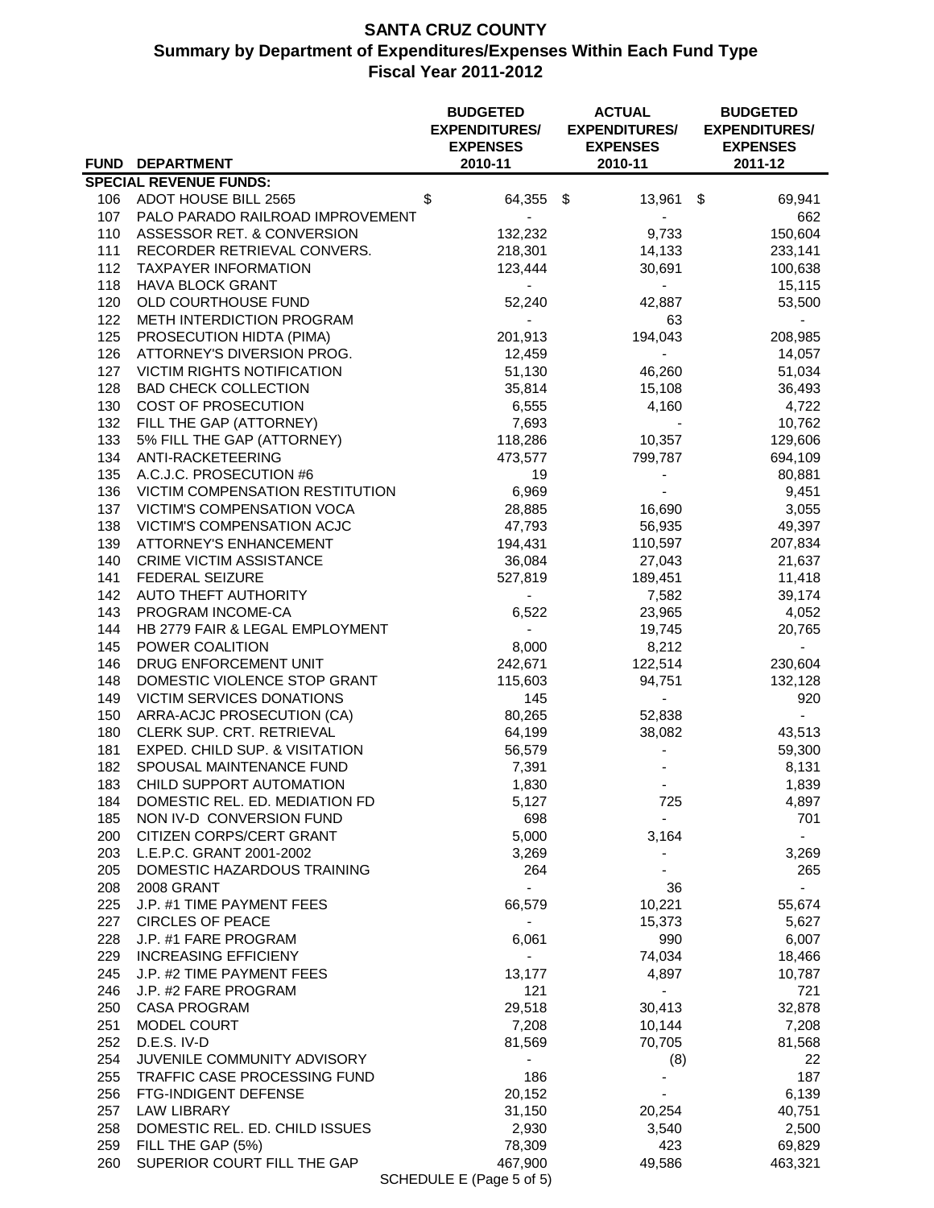# SANTA CRUZ COUNTY
## Summary by Department of Expenditures/Expenses Within Each Fund Type
## Fiscal Year 2011-2012

| FUND | DEPARTMENT | BUDGETED EXPENDITURES/ EXPENSES 2010-11 | ACTUAL EXPENDITURES/ EXPENSES 2010-11 | BUDGETED EXPENDITURES/ EXPENSES 2011-12 |
|---|---|---|---|---|
| **SPECIAL REVENUE FUNDS:** | | | | |
| 106 | ADOT HOUSE BILL 2565 | $ 64,355 | $ 13,961 | $ 69,941 |
| 107 | PALO PARADO RAILROAD IMPROVEMENT | - | - | 662 |
| 110 | ASSESSOR RET. & CONVERSION | 132,232 | 9,733 | 150,604 |
| 111 | RECORDER RETRIEVAL CONVERS. | 218,301 | 14,133 | 233,141 |
| 112 | TAXPAYER INFORMATION | 123,444 | 30,691 | 100,638 |
| 118 | HAVA BLOCK GRANT | - | - | 15,115 |
| 120 | OLD COURTHOUSE FUND | 52,240 | 42,887 | 53,500 |
| 122 | METH INTERDICTION PROGRAM | - | 63 | - |
| 125 | PROSECUTION HIDTA (PIMA) | 201,913 | 194,043 | 208,985 |
| 126 | ATTORNEY'S DIVERSION PROG. | 12,459 | - | 14,057 |
| 127 | VICTIM RIGHTS NOTIFICATION | 51,130 | 46,260 | 51,034 |
| 128 | BAD CHECK COLLECTION | 35,814 | 15,108 | 36,493 |
| 130 | COST OF PROSECUTION | 6,555 | 4,160 | 4,722 |
| 132 | FILL THE GAP (ATTORNEY) | 7,693 | - | 10,762 |
| 133 | 5% FILL THE GAP (ATTORNEY) | 118,286 | 10,357 | 129,606 |
| 134 | ANTI-RACKETEERING | 473,577 | 799,787 | 694,109 |
| 135 | A.C.J.C. PROSECUTION #6 | 19 | - | 80,881 |
| 136 | VICTIM COMPENSATION RESTITUTION | 6,969 | - | 9,451 |
| 137 | VICTIM'S COMPENSATION VOCA | 28,885 | 16,690 | 3,055 |
| 138 | VICTIM'S COMPENSATION ACJC | 47,793 | 56,935 | 49,397 |
| 139 | ATTORNEY'S ENHANCEMENT | 194,431 | 110,597 | 207,834 |
| 140 | CRIME VICTIM ASSISTANCE | 36,084 | 27,043 | 21,637 |
| 141 | FEDERAL SEIZURE | 527,819 | 189,451 | 11,418 |
| 142 | AUTO THEFT AUTHORITY | - | 7,582 | 39,174 |
| 143 | PROGRAM INCOME-CA | 6,522 | 23,965 | 4,052 |
| 144 | HB 2779 FAIR & LEGAL EMPLOYMENT | - | 19,745 | 20,765 |
| 145 | POWER COALITION | 8,000 | 8,212 | - |
| 146 | DRUG ENFORCEMENT UNIT | 242,671 | 122,514 | 230,604 |
| 148 | DOMESTIC VIOLENCE STOP GRANT | 115,603 | 94,751 | 132,128 |
| 149 | VICTIM SERVICES DONATIONS | 145 | - | 920 |
| 150 | ARRA-ACJC PROSECUTION (CA) | 80,265 | 52,838 | - |
| 180 | CLERK SUP. CRT. RETRIEVAL | 64,199 | 38,082 | 43,513 |
| 181 | EXPED. CHILD SUP. & VISITATION | 56,579 | - | 59,300 |
| 182 | SPOUSAL MAINTENANCE FUND | 7,391 | - | 8,131 |
| 183 | CHILD SUPPORT AUTOMATION | 1,830 | - | 1,839 |
| 184 | DOMESTIC REL. ED. MEDIATION FD | 5,127 | 725 | 4,897 |
| 185 | NON IV-D CONVERSION FUND | 698 | - | 701 |
| 200 | CITIZEN CORPS/CERT GRANT | 5,000 | 3,164 | - |
| 203 | L.E.P.C. GRANT 2001-2002 | 3,269 | - | 3,269 |
| 205 | DOMESTIC HAZARDOUS TRAINING | 264 | - | 265 |
| 208 | 2008 GRANT | - | 36 | - |
| 225 | J.P. #1 TIME PAYMENT FEES | 66,579 | 10,221 | 55,674 |
| 227 | CIRCLES OF PEACE | - | 15,373 | 5,627 |
| 228 | J.P. #1 FARE PROGRAM | 6,061 | 990 | 6,007 |
| 229 | INCREASING EFFICIENY | - | 74,034 | 18,466 |
| 245 | J.P. #2 TIME PAYMENT FEES | 13,177 | 4,897 | 10,787 |
| 246 | J.P. #2 FARE PROGRAM | 121 | - | 721 |
| 250 | CASA PROGRAM | 29,518 | 30,413 | 32,878 |
| 251 | MODEL COURT | 7,208 | 10,144 | 7,208 |
| 252 | D.E.S. IV-D | 81,569 | 70,705 | 81,568 |
| 254 | JUVENILE COMMUNITY ADVISORY | - | (8) | 22 |
| 255 | TRAFFIC CASE PROCESSING FUND | 186 | - | 187 |
| 256 | FTG-INDIGENT DEFENSE | 20,152 | - | 6,139 |
| 257 | LAW LIBRARY | 31,150 | 20,254 | 40,751 |
| 258 | DOMESTIC REL. ED. CHILD ISSUES | 2,930 | 3,540 | 2,500 |
| 259 | FILL THE GAP (5%) | 78,309 | 423 | 69,829 |
| 260 | SUPERIOR COURT FILL THE GAP | 467,900 | 49,586 | 463,321 |

SCHEDULE E (Page 5 of 5)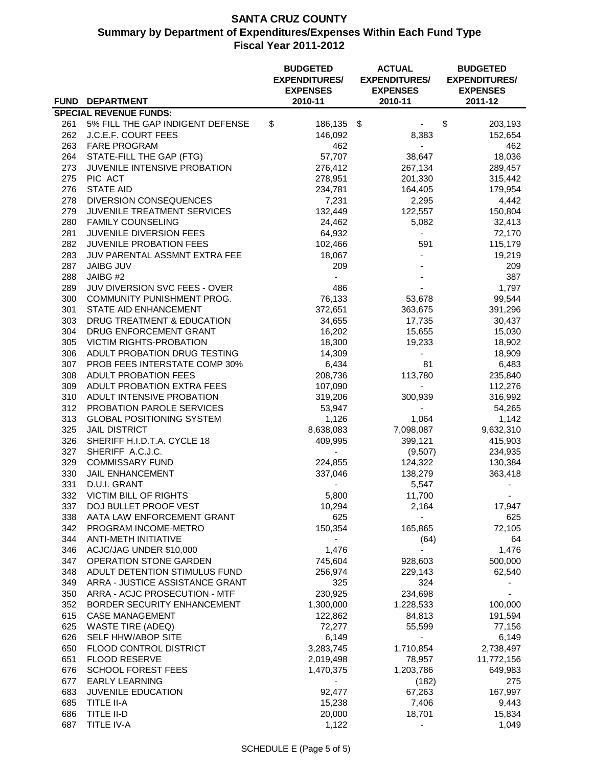# SANTA CRUZ COUNTY
## Summary by Department of Expenditures/Expenses Within Each Fund Type
## Fiscal Year 2011-2012

| FUND | DEPARTMENT | BUDGETED EXPENDITURES/ EXPENSES 2010-11 | ACTUAL EXPENDITURES/ EXPENSES 2010-11 | BUDGETED EXPENDITURES/ EXPENSES 2011-12 |
|---|---|---|---|---|
| **SPECIAL REVENUE FUNDS:** | | | | |
| 261 | 5% FILL THE GAP INDIGENT DEFENSE | $ 186,135 | $ - | $ 203,193 |
| 262 | J.C.E.F. COURT FEES | 146,092 | 8,383 | 152,654 |
| 263 | FARE PROGRAM | 462 | - | 462 |
| 264 | STATE-FILL THE GAP (FTG) | 57,707 | 38,647 | 18,036 |
| 273 | JUVENILE INTENSIVE PROBATION | 276,412 | 267,134 | 289,457 |
| 275 | PIC ACT | 278,951 | 201,330 | 315,442 |
| 276 | STATE AID | 234,781 | 164,405 | 179,954 |
| 278 | DIVERSION CONSEQUENCES | 7,231 | 2,295 | 4,442 |
| 279 | JUVENILE TREATMENT SERVICES | 132,449 | 122,557 | 150,804 |
| 280 | FAMILY COUNSELING | 24,462 | 5,082 | 32,413 |
| 281 | JUVENILE DIVERSION FEES | 64,932 | - | 72,170 |
| 282 | JUVENILE PROBATION FEES | 102,466 | 591 | 115,179 |
| 283 | JUV PARENTAL ASSMNT EXTRA FEE | 18,067 | - | 19,219 |
| 287 | JAIBG JUV | 209 | - | 209 |
| 288 | JAIBG #2 | - | - | 387 |
| 289 | JUV DIVERSION SVC FEES - OVER | 486 | - | 1,797 |
| 300 | COMMUNITY PUNISHMENT PROG. | 76,133 | 53,678 | 99,544 |
| 301 | STATE AID ENHANCEMENT | 372,651 | 363,675 | 391,296 |
| 303 | DRUG TREATMENT & EDUCATION | 34,655 | 17,735 | 30,437 |
| 304 | DRUG ENFORCEMENT GRANT | 16,202 | 15,655 | 15,030 |
| 305 | VICTIM RIGHTS-PROBATION | 18,300 | 19,233 | 18,902 |
| 306 | ADULT PROBATION DRUG TESTING | 14,309 | - | 18,909 |
| 307 | PROB FEES INTERSTATE COMP 30% | 6,434 | 81 | 6,483 |
| 308 | ADULT PROBATION FEES | 208,736 | 113,780 | 235,840 |
| 309 | ADULT PROBATION EXTRA FEES | 107,090 | - | 112,276 |
| 310 | ADULT INTENSIVE PROBATION | 319,206 | 300,939 | 316,992 |
| 312 | PROBATION PAROLE SERVICES | 53,947 | - | 54,265 |
| 313 | GLOBAL POSITIONING SYSTEM | 1,126 | 1,064 | 1,142 |
| 325 | JAIL DISTRICT | 8,638,083 | 7,098,087 | 9,632,310 |
| 326 | SHERIFF H.I.D.T.A. CYCLE 18 | 409,995 | 399,121 | 415,903 |
| 327 | SHERIFF A.C.J.C. | - | (9,507) | 234,935 |
| 329 | COMMISSARY FUND | 224,855 | 124,322 | 130,384 |
| 330 | JAIL ENHANCEMENT | 337,046 | 138,279 | 363,418 |
| 331 | D.U.I. GRANT | - | 5,547 | - |
| 332 | VICTIM BILL OF RIGHTS | 5,800 | 11,700 | - |
| 337 | DOJ BULLET PROOF VEST | 10,294 | 2,164 | 17,947 |
| 338 | AATA LAW ENFORCEMENT GRANT | 625 | - | 625 |
| 342 | PROGRAM INCOME-METRO | 150,354 | 165,865 | 72,105 |
| 344 | ANTI-METH INITIATIVE | - | (64) | 64 |
| 346 | ACJC/JAG UNDER $10,000 | 1,476 | - | 1,476 |
| 347 | OPERATION STONE GARDEN | 745,604 | 928,603 | 500,000 |
| 348 | ADULT DETENTION STIMULUS FUND | 256,974 | 229,143 | 62,540 |
| 349 | ARRA - JUSTICE ASSISTANCE GRANT | 325 | 324 | - |
| 350 | ARRA - ACJC PROSECUTION - MTF | 230,925 | 234,698 | - |
| 352 | BORDER SECURITY ENHANCEMENT | 1,300,000 | 1,228,533 | 100,000 |
| 615 | CASE MANAGEMENT | 122,862 | 84,813 | 191,594 |
| 625 | WASTE TIRE (ADEQ) | 72,277 | 55,599 | 77,156 |
| 626 | SELF HHW/ABOP SITE | 6,149 | - | 6,149 |
| 650 | FLOOD CONTROL DISTRICT | 3,283,745 | 1,710,854 | 2,738,497 |
| 651 | FLOOD RESERVE | 2,019,498 | 78,957 | 11,772,156 |
| 676 | SCHOOL FOREST FEES | 1,470,375 | 1,203,786 | 649,983 |
| 677 | EARLY LEARNING | - | (182) | 275 |
| 683 | JUVENILE EDUCATION | 92,477 | 67,263 | 167,997 |
| 685 | TITLE II-A | 15,238 | 7,406 | 9,443 |
| 686 | TITLE II-D | 20,000 | 18,701 | 15,834 |
| 687 | TITLE IV-A | 1,122 | - | 1,049 |

SCHEDULE E (Page 5 of 5)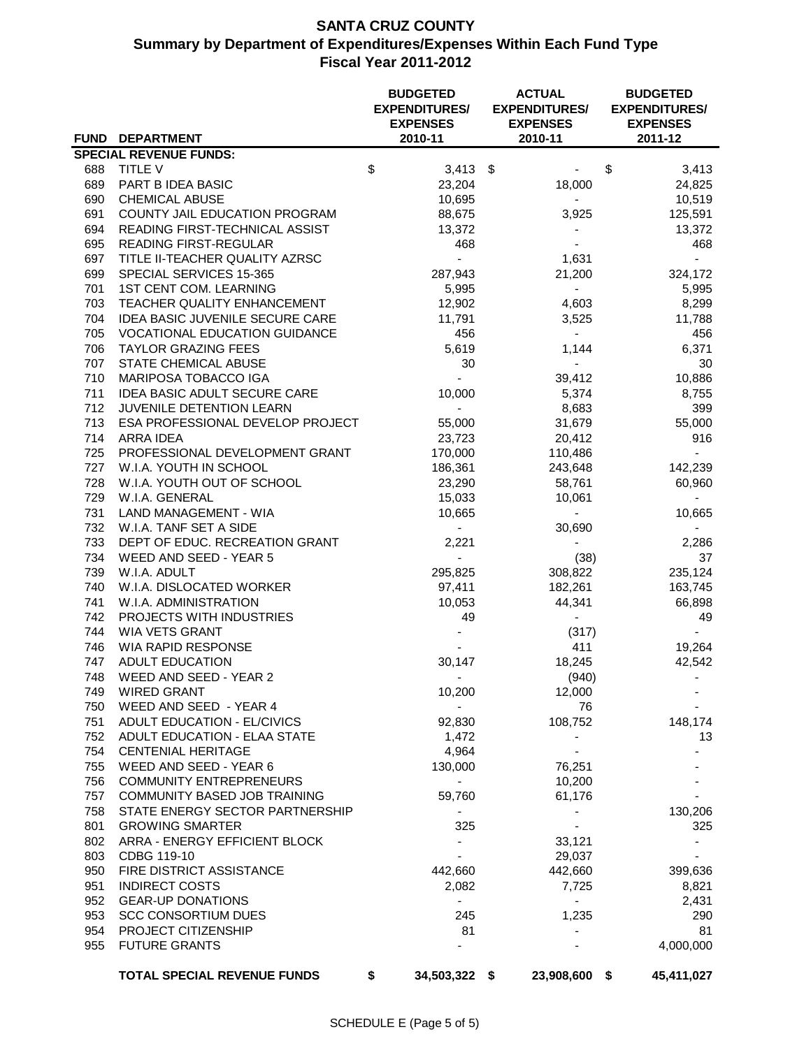# SANTA CRUZ COUNTY

## Summary by Department of Expenditures/Expenses Within Each Fund Type

## Fiscal Year 2011-2012

| FUND | DEPARTMENT | BUDGETED EXPENDITURES/ EXPENSES 2010-11 | ACTUAL EXPENDITURES/ EXPENSES 2010-11 | BUDGETED EXPENDITURES/ EXPENSES 2011-12 |
|---|---|---|---|---|
| **SPECIAL REVENUE FUNDS:** | | | | |
| 688 | TITLE V | $ 3,413 | $ - | $ 3,413 |
| 689 | PART B IDEA BASIC | 23,204 | 18,000 | 24,825 |
| 690 | CHEMICAL ABUSE | 10,695 | - | 10,519 |
| 691 | COUNTY JAIL EDUCATION PROGRAM | 88,675 | 3,925 | 125,591 |
| 694 | READING FIRST-TECHNICAL ASSIST | 13,372 | - | 13,372 |
| 695 | READING FIRST-REGULAR | 468 | - | 468 |
| 697 | TITLE II-TEACHER QUALITY AZRSC | - | 1,631 | - |
| 699 | SPECIAL SERVICES 15-365 | 287,943 | 21,200 | 324,172 |
| 701 | 1ST CENT COM. LEARNING | 5,995 | - | 5,995 |
| 703 | TEACHER QUALITY ENHANCEMENT | 12,902 | 4,603 | 8,299 |
| 704 | IDEA BASIC JUVENILE SECURE CARE | 11,791 | 3,525 | 11,788 |
| 705 | VOCATIONAL EDUCATION GUIDANCE | 456 | - | 456 |
| 706 | TAYLOR GRAZING FEES | 5,619 | 1,144 | 6,371 |
| 707 | STATE CHEMICAL ABUSE | 30 | - | 30 |
| 710 | MARIPOSA TOBACCO IGA | - | 39,412 | 10,886 |
| 711 | IDEA BASIC ADULT SECURE CARE | 10,000 | 5,374 | 8,755 |
| 712 | JUVENILE DETENTION LEARN | - | 8,683 | 399 |
| 713 | ESA PROFESSIONAL DEVELOP PROJECT | 55,000 | 31,679 | 55,000 |
| 714 | ARRA IDEA | 23,723 | 20,412 | 916 |
| 725 | PROFESSIONAL DEVELOPMENT GRANT | 170,000 | 110,486 | - |
| 727 | W.I.A. YOUTH IN SCHOOL | 186,361 | 243,648 | 142,239 |
| 728 | W.I.A. YOUTH OUT OF SCHOOL | 23,290 | 58,761 | 60,960 |
| 729 | W.I.A. GENERAL | 15,033 | 10,061 | - |
| 731 | LAND MANAGEMENT - WIA | 10,665 | - | 10,665 |
| 732 | W.I.A. TANF SET A SIDE | - | 30,690 | - |
| 733 | DEPT OF EDUC. RECREATION GRANT | 2,221 | - | 2,286 |
| 734 | WEED AND SEED - YEAR 5 | - | (38) | 37 |
| 739 | W.I.A. ADULT | 295,825 | 308,822 | 235,124 |
| 740 | W.I.A. DISLOCATED WORKER | 97,411 | 182,261 | 163,745 |
| 741 | W.I.A. ADMINISTRATION | 10,053 | 44,341 | 66,898 |
| 742 | PROJECTS WITH INDUSTRIES | 49 | - | 49 |
| 744 | WIA VETS GRANT | - | (317) | - |
| 746 | WIA RAPID RESPONSE | - | 411 | 19,264 |
| 747 | ADULT EDUCATION | 30,147 | 18,245 | 42,542 |
| 748 | WEED AND SEED - YEAR 2 | - | (940) | - |
| 749 | WIRED GRANT | 10,200 | 12,000 | - |
| 750 | WEED AND SEED - YEAR 4 | - | 76 | - |
| 751 | ADULT EDUCATION - EL/CIVICS | 92,830 | 108,752 | 148,174 |
| 752 | ADULT EDUCATION - ELAA STATE | 1,472 | - | 13 |
| 754 | CENTENIAL HERITAGE | 4,964 | - | - |
| 755 | WEED AND SEED - YEAR 6 | 130,000 | 76,251 | - |
| 756 | COMMUNITY ENTREPRENEURS | - | 10,200 | - |
| 757 | COMMUNITY BASED JOB TRAINING | 59,760 | 61,176 | - |
| 758 | STATE ENERGY SECTOR PARTNERSHIP | - | - | 130,206 |
| 801 | GROWING SMARTER | 325 | - | 325 |
| 802 | ARRA - ENERGY EFFICIENT BLOCK | - | 33,121 | - |
| 803 | CDBG 119-10 | - | 29,037 | - |
| 950 | FIRE DISTRICT ASSISTANCE | 442,660 | 442,660 | 399,636 |
| 951 | INDIRECT COSTS | 2,082 | 7,725 | 8,821 |
| 952 | GEAR-UP DONATIONS | - | - | 2,431 |
| 953 | SCC CONSORTIUM DUES | 245 | 1,235 | 290 |
| 954 | PROJECT CITIZENSHIP | 81 | - | 81 |
| 955 | FUTURE GRANTS | - | - | 4,000,000 |
| | **TOTAL SPECIAL REVENUE FUNDS** | **$ 34,503,322** | **$ 23,908,600** | **$ 45,411,027** |

SCHEDULE E (Page 5 of 5)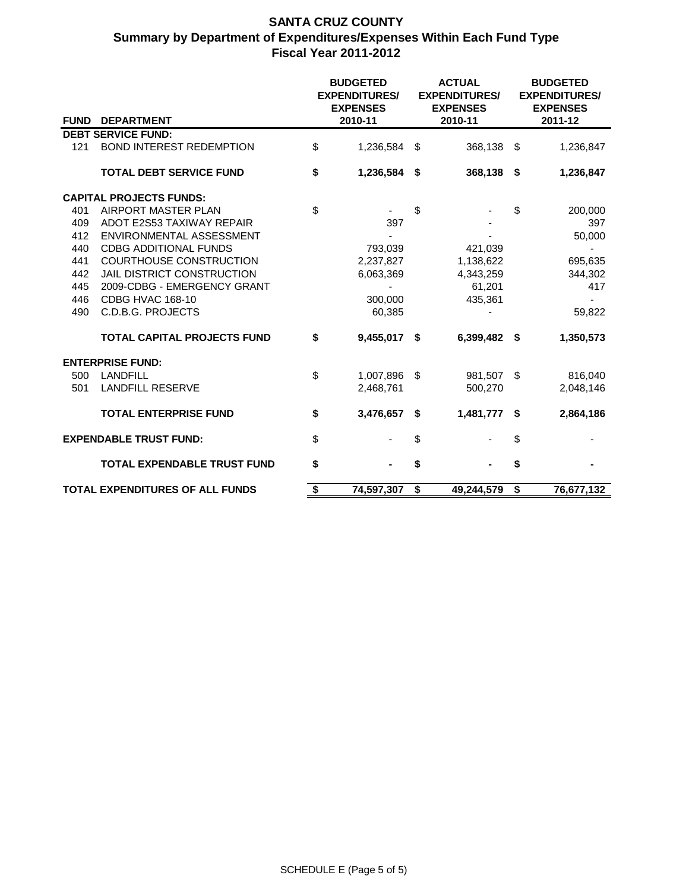# SANTA CRUZ COUNTY
## Summary by Department of Expenditures/Expenses Within Each Fund Type
### Fiscal Year 2011-2012

| FUND | DEPARTMENT | BUDGETED EXPENDITURES/ EXPENSES 2010-11 | ACTUAL EXPENDITURES/ EXPENSES 2010-11 | BUDGETED EXPENDITURES/ EXPENSES 2011-12 |
|---|---|---|---|---|
| | **DEBT SERVICE FUND:** | | | |
| 121 | BOND INTEREST REDEMPTION | $ 1,236,584 | $ 368,138 | $ 1,236,847 |
| | **TOTAL DEBT SERVICE FUND** | **$ 1,236,584** | **$ 368,138** | **$ 1,236,847** |
| | **CAPITAL PROJECTS FUNDS:** | | | |
| 401 | AIRPORT MASTER PLAN | $ - | $ - | $ 200,000 |
| 409 | ADOT E2S53 TAXIWAY REPAIR | 397 | - | 397 |
| 412 | ENVIRONMENTAL ASSESSMENT | - | - | 50,000 |
| 440 | CDBG ADDITIONAL FUNDS | 793,039 | 421,039 | - |
| 441 | COURTHOUSE CONSTRUCTION | 2,237,827 | 1,138,622 | 695,635 |
| 442 | JAIL DISTRICT CONSTRUCTION | 6,063,369 | 4,343,259 | 344,302 |
| 445 | 2009-CDBG - EMERGENCY GRANT | - | 61,201 | 417 |
| 446 | CDBG HVAC 168-10 | 300,000 | 435,361 | - |
| 490 | C.D.B.G. PROJECTS | 60,385 | - | 59,822 |
| | **TOTAL CAPITAL PROJECTS FUND** | **$ 9,455,017** | **$ 6,399,482** | **$ 1,350,573** |
| | **ENTERPRISE FUND:** | | | |
| 500 | LANDFILL | $ 1,007,896 | $ 981,507 | $ 816,040 |
| 501 | LANDFILL RESERVE | 2,468,761 | 500,270 | 2,048,146 |
| | **TOTAL ENTERPRISE FUND** | **$ 3,476,657** | **$ 1,481,777** | **$ 2,864,186** |
| | **EXPENDABLE TRUST FUND:** | $ - | $ - | $ - |
| | **TOTAL EXPENDABLE TRUST FUND** | **$ -** | **$ -** | **$ -** |
| | **TOTAL EXPENDITURES OF ALL FUNDS** | **$ 74,597,307** | **$ 49,244,579** | **$ 76,677,132** |

SCHEDULE E (Page 5 of 5)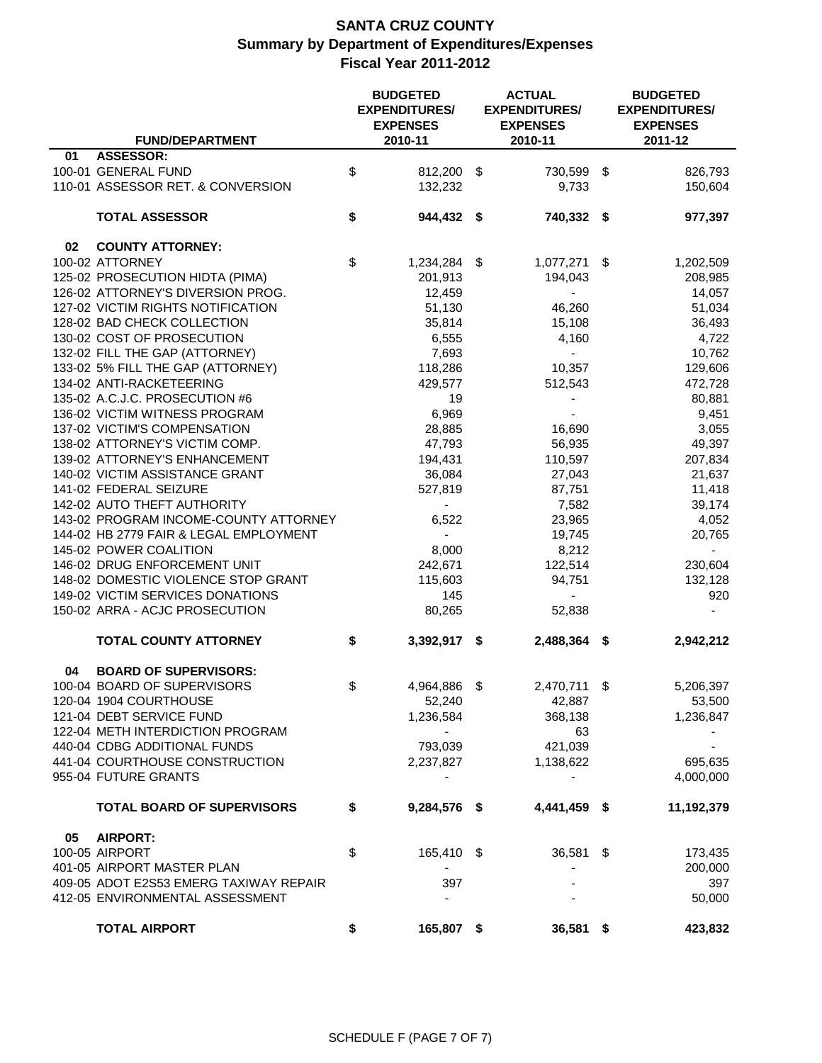# SANTA CRUZ COUNTY
## Summary by Department of Expenditures/Expenses
### Fiscal Year 2011-2012

| FUND/DEPARTMENT | BUDGETED EXPENDITURES/ EXPENSES 2010-11 | ACTUAL EXPENDITURES/ EXPENSES 2010-11 | BUDGETED EXPENDITURES/ EXPENSES 2011-12 |
|---|---|---|---|
| **01 ASSESSOR:** | | | |
| 100-01 GENERAL FUND | $ 812,200 | $ 730,599 | $ 826,793 |
| 110-01 ASSESSOR RET. & CONVERSION | 132,232 | 9,733 | 150,604 |
| **TOTAL ASSESSOR** | **$ 944,432** | **$ 740,332** | **$ 977,397** |
| **02 COUNTY ATTORNEY:** | | | |
| 100-02 ATTORNEY | $ 1,234,284 | $ 1,077,271 | $ 1,202,509 |
| 125-02 PROSECUTION HIDTA (PIMA) | 201,913 | 194,043 | 208,985 |
| 126-02 ATTORNEY'S DIVERSION PROG. | 12,459 | - | 14,057 |
| 127-02 VICTIM RIGHTS NOTIFICATION | 51,130 | 46,260 | 51,034 |
| 128-02 BAD CHECK COLLECTION | 35,814 | 15,108 | 36,493 |
| 130-02 COST OF PROSECUTION | 6,555 | 4,160 | 4,722 |
| 132-02 FILL THE GAP (ATTORNEY) | 7,693 | - | 10,762 |
| 133-02 5% FILL THE GAP (ATTORNEY) | 118,286 | 10,357 | 129,606 |
| 134-02 ANTI-RACKETEERING | 429,577 | 512,543 | 472,728 |
| 135-02 A.C.J.C. PROSECUTION #6 | 19 | - | 80,881 |
| 136-02 VICTIM WITNESS PROGRAM | 6,969 | - | 9,451 |
| 137-02 VICTIM'S COMPENSATION | 28,885 | 16,690 | 3,055 |
| 138-02 ATTORNEY'S VICTIM COMP. | 47,793 | 56,935 | 49,397 |
| 139-02 ATTORNEY'S ENHANCEMENT | 194,431 | 110,597 | 207,834 |
| 140-02 VICTIM ASSISTANCE GRANT | 36,084 | 27,043 | 21,637 |
| 141-02 FEDERAL SEIZURE | 527,819 | 87,751 | 11,418 |
| 142-02 AUTO THEFT AUTHORITY | - | 7,582 | 39,174 |
| 143-02 PROGRAM INCOME-COUNTY ATTORNEY | 6,522 | 23,965 | 4,052 |
| 144-02 HB 2779 FAIR & LEGAL EMPLOYMENT | - | 19,745 | 20,765 |
| 145-02 POWER COALITION | 8,000 | 8,212 | - |
| 146-02 DRUG ENFORCEMENT UNIT | 242,671 | 122,514 | 230,604 |
| 148-02 DOMESTIC VIOLENCE STOP GRANT | 115,603 | 94,751 | 132,128 |
| 149-02 VICTIM SERVICES DONATIONS | 145 | - | 920 |
| 150-02 ARRA - ACJC PROSECUTION | 80,265 | 52,838 | - |
| **TOTAL COUNTY ATTORNEY** | **$ 3,392,917** | **$ 2,488,364** | **$ 2,942,212** |
| **04 BOARD OF SUPERVISORS:** | | | |
| 100-04 BOARD OF SUPERVISORS | $ 4,964,886 | $ 2,470,711 | $ 5,206,397 |
| 120-04 1904 COURTHOUSE | 52,240 | 42,887 | 53,500 |
| 121-04 DEBT SERVICE FUND | 1,236,584 | 368,138 | 1,236,847 |
| 122-04 METH INTERDICTION PROGRAM | - | 63 | - |
| 440-04 CDBG ADDITIONAL FUNDS | 793,039 | 421,039 | - |
| 441-04 COURTHOUSE CONSTRUCTION | 2,237,827 | 1,138,622 | 695,635 |
| 955-04 FUTURE GRANTS | - | - | 4,000,000 |
| **TOTAL BOARD OF SUPERVISORS** | **$ 9,284,576** | **$ 4,441,459** | **$ 11,192,379** |
| **05 AIRPORT:** | | | |
| 100-05 AIRPORT | $ 165,410 | $ 36,581 | $ 173,435 |
| 401-05 AIRPORT MASTER PLAN | - | - | 200,000 |
| 409-05 ADOT E2S53 EMERG TAXIWAY REPAIR | 397 | - | 397 |
| 412-05 ENVIRONMENTAL ASSESSMENT | - | - | 50,000 |
| **TOTAL AIRPORT** | **$ 165,807** | **$ 36,581** | **$ 423,832** |

SCHEDULE F (PAGE 7 OF 7)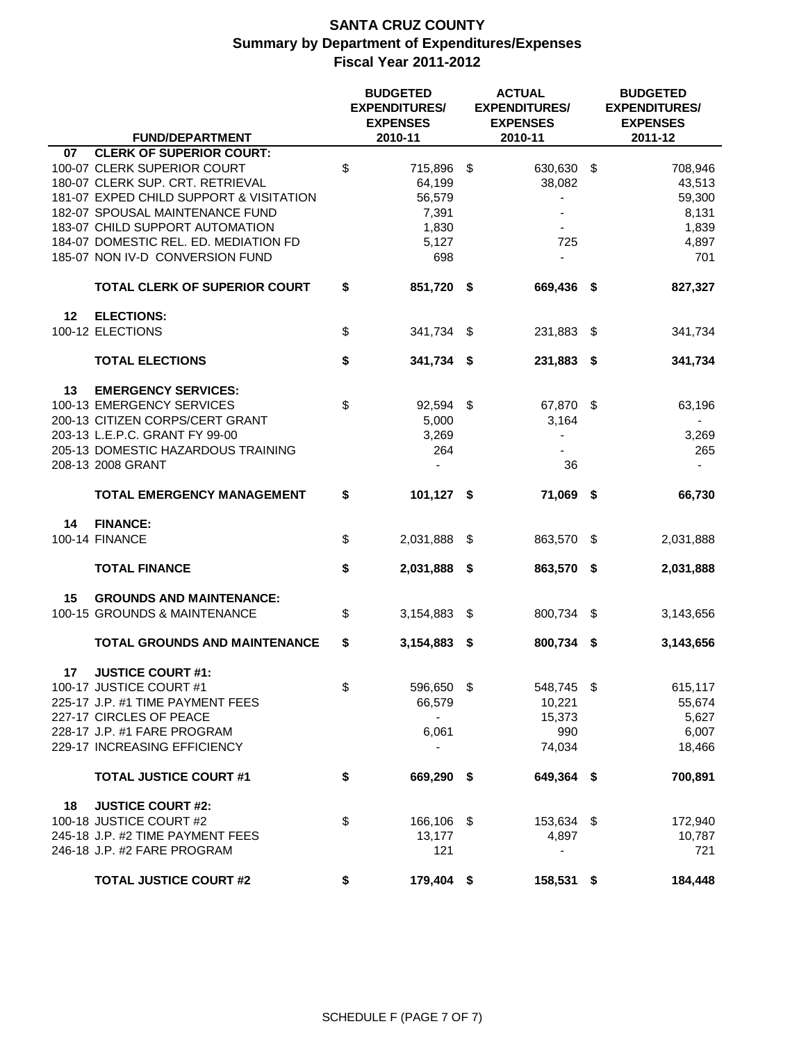# SANTA CRUZ COUNTY
## Summary by Department of Expenditures/Expenses
## Fiscal Year 2011-2012

| FUND/DEPARTMENT | BUDGETED EXPENDITURES/ EXPENSES 2010-11 | ACTUAL EXPENDITURES/ EXPENSES 2010-11 | BUDGETED EXPENDITURES/ EXPENSES 2011-12 |
|---|---|---|---|
| **07 CLERK OF SUPERIOR COURT:** | | | |
| 100-07 CLERK SUPERIOR COURT | $ 715,896 | $ 630,630 | $ 708,946 |
| 180-07 CLERK SUP. CRT. RETRIEVAL | 64,199 | 38,082 | 43,513 |
| 181-07 EXPED CHILD SUPPORT & VISITATION | 56,579 | - | 59,300 |
| 182-07 SPOUSAL MAINTENANCE FUND | 7,391 | - | 8,131 |
| 183-07 CHILD SUPPORT AUTOMATION | 1,830 | - | 1,839 |
| 184-07 DOMESTIC REL. ED. MEDIATION FD | 5,127 | 725 | 4,897 |
| 185-07 NON IV-D CONVERSION FUND | 698 | - | 701 |
| **TOTAL CLERK OF SUPERIOR COURT** | **$ 851,720** | **$ 669,436** | **$ 827,327** |
| **12 ELECTIONS:** | | | |
| 100-12 ELECTIONS | $ 341,734 | $ 231,883 | $ 341,734 |
| **TOTAL ELECTIONS** | **$ 341,734** | **$ 231,883** | **$ 341,734** |
| **13 EMERGENCY SERVICES:** | | | |
| 100-13 EMERGENCY SERVICES | $ 92,594 | $ 67,870 | $ 63,196 |
| 200-13 CITIZEN CORPS/CERT GRANT | 5,000 | 3,164 | - |
| 203-13 L.E.P.C. GRANT FY 99-00 | 3,269 | - | 3,269 |
| 205-13 DOMESTIC HAZARDOUS TRAINING | 264 | - | 265 |
| 208-13 2008 GRANT | - | 36 | - |
| **TOTAL EMERGENCY MANAGEMENT** | **$ 101,127** | **$ 71,069** | **$ 66,730** |
| **14 FINANCE:** | | | |
| 100-14 FINANCE | $ 2,031,888 | $ 863,570 | $ 2,031,888 |
| **TOTAL FINANCE** | **$ 2,031,888** | **$ 863,570** | **$ 2,031,888** |
| **15 GROUNDS AND MAINTENANCE:** | | | |
| 100-15 GROUNDS & MAINTENANCE | $ 3,154,883 | $ 800,734 | $ 3,143,656 |
| **TOTAL GROUNDS AND MAINTENANCE** | **$ 3,154,883** | **$ 800,734** | **$ 3,143,656** |
| **17 JUSTICE COURT #1:** | | | |
| 100-17 JUSTICE COURT #1 | $ 596,650 | $ 548,745 | $ 615,117 |
| 225-17 J.P. #1 TIME PAYMENT FEES | 66,579 | 10,221 | 55,674 |
| 227-17 CIRCLES OF PEACE | - | 15,373 | 5,627 |
| 228-17 J.P. #1 FARE PROGRAM | 6,061 | 990 | 6,007 |
| 229-17 INCREASING EFFICIENCY | - | 74,034 | 18,466 |
| **TOTAL JUSTICE COURT #1** | **$ 669,290** | **$ 649,364** | **$ 700,891** |
| **18 JUSTICE COURT #2:** | | | |
| 100-18 JUSTICE COURT #2 | $ 166,106 | $ 153,634 | $ 172,940 |
| 245-18 J.P. #2 TIME PAYMENT FEES | 13,177 | 4,897 | 10,787 |
| 246-18 J.P. #2 FARE PROGRAM | 121 | - | 721 |
| **TOTAL JUSTICE COURT #2** | **$ 179,404** | **$ 158,531** | **$ 184,448** |

SCHEDULE F (PAGE 7 OF 7)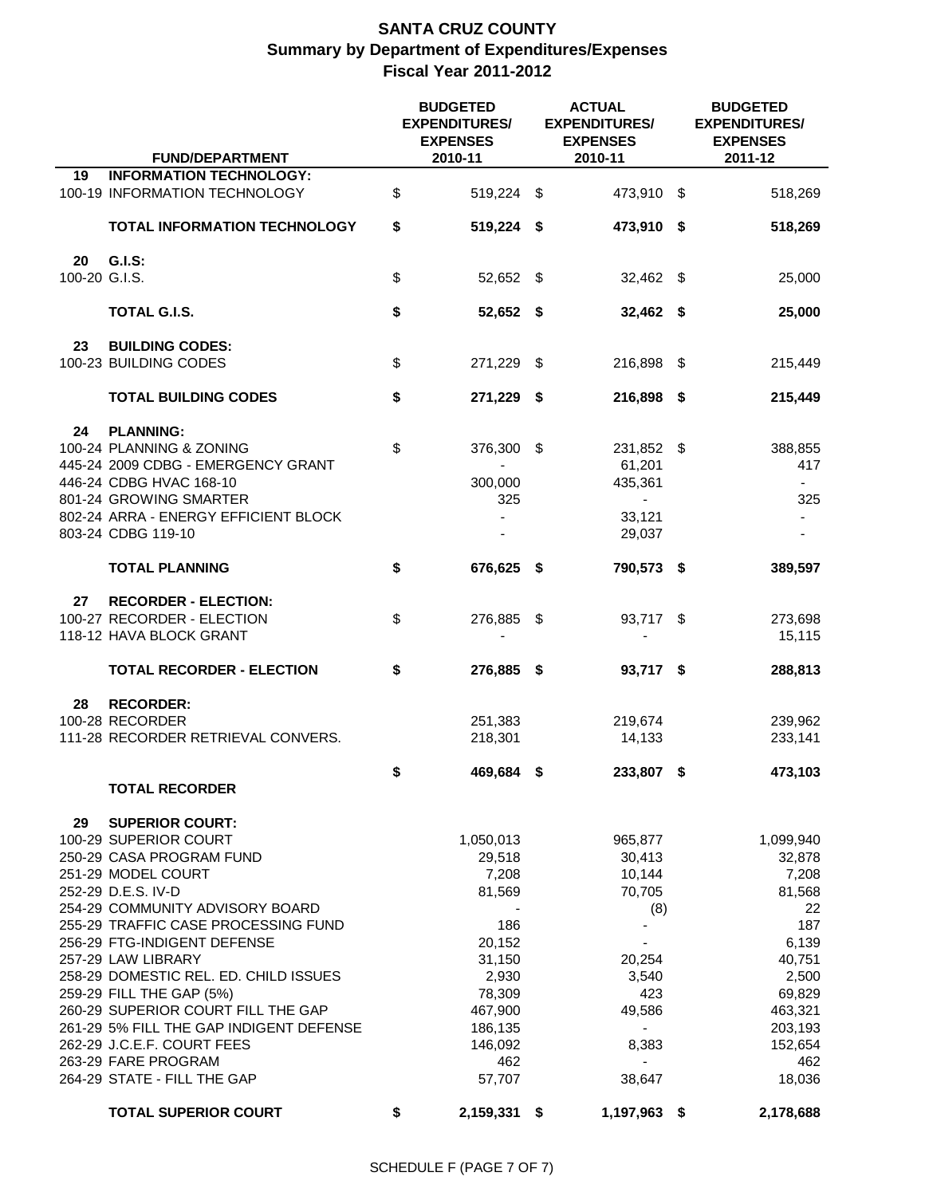# SANTA CRUZ COUNTY
## Summary by Department of Expenditures/Expenses
### Fiscal Year 2011-2012

| | FUND/DEPARTMENT | BUDGETED EXPENDITURES/ EXPENSES 2010-11 | ACTUAL EXPENDITURES/ EXPENSES 2010-11 | BUDGETED EXPENDITURES/ EXPENSES 2011-12 |
|---|---|---|---|---|
| **19** | **INFORMATION TECHNOLOGY:** | | | |
| 100-19 | INFORMATION TECHNOLOGY | $ 519,224 | $ 473,910 | $ 518,269 |
| | **TOTAL INFORMATION TECHNOLOGY** | **$ 519,224** | **$ 473,910** | **$ 518,269** |
| **20** | **G.I.S:** | | | |
| 100-20 | G.I.S. | $ 52,652 | $ 32,462 | $ 25,000 |
| | **TOTAL G.I.S.** | **$ 52,652** | **$ 32,462** | **$ 25,000** |
| **23** | **BUILDING CODES:** | | | |
| 100-23 | BUILDING CODES | $ 271,229 | $ 216,898 | $ 215,449 |
| | **TOTAL BUILDING CODES** | **$ 271,229** | **$ 216,898** | **$ 215,449** |
| **24** | **PLANNING:** | | | |
| 100-24 | PLANNING & ZONING | $ 376,300 | $ 231,852 | $ 388,855 |
| 445-24 | 2009 CDBG - EMERGENCY GRANT | - | 61,201 | 417 |
| 446-24 | CDBG HVAC 168-10 | 300,000 | 435,361 | - |
| 801-24 | GROWING SMARTER | 325 | - | 325 |
| 802-24 | ARRA - ENERGY EFFICIENT BLOCK | - | 33,121 | - |
| 803-24 | CDBG 119-10 | - | 29,037 | - |
| | **TOTAL PLANNING** | **$ 676,625** | **$ 790,573** | **$ 389,597** |
| **27** | **RECORDER - ELECTION:** | | | |
| 100-27 | RECORDER - ELECTION | $ 276,885 | $ 93,717 | $ 273,698 |
| 118-12 | HAVA BLOCK GRANT | - | - | 15,115 |
| | **TOTAL RECORDER - ELECTION** | **$ 276,885** | **$ 93,717** | **$ 288,813** |
| **28** | **RECORDER:** | | | |
| 100-28 | RECORDER | 251,383 | 219,674 | 239,962 |
| 111-28 | RECORDER RETRIEVAL CONVERS. | 218,301 | 14,133 | 233,141 |
| | **TOTAL RECORDER** | **$ 469,684** | **$ 233,807** | **$ 473,103** |
| **29** | **SUPERIOR COURT:** | | | |
| 100-29 | SUPERIOR COURT | 1,050,013 | 965,877 | 1,099,940 |
| 250-29 | CASA PROGRAM FUND | 29,518 | 30,413 | 32,878 |
| 251-29 | MODEL COURT | 7,208 | 10,144 | 7,208 |
| 252-29 | D.E.S. IV-D | 81,569 | 70,705 | 81,568 |
| 254-29 | COMMUNITY ADVISORY BOARD | - | (8) | 22 |
| 255-29 | TRAFFIC CASE PROCESSING FUND | 186 | - | 187 |
| 256-29 | FTG-INDIGENT DEFENSE | 20,152 | - | 6,139 |
| 257-29 | LAW LIBRARY | 31,150 | 20,254 | 40,751 |
| 258-29 | DOMESTIC REL. ED. CHILD ISSUES | 2,930 | 3,540 | 2,500 |
| 259-29 | FILL THE GAP (5%) | 78,309 | 423 | 69,829 |
| 260-29 | SUPERIOR COURT FILL THE GAP | 467,900 | 49,586 | 463,321 |
| 261-29 | 5% FILL THE GAP INDIGENT DEFENSE | 186,135 | - | 203,193 |
| 262-29 | J.C.E.F. COURT FEES | 146,092 | 8,383 | 152,654 |
| 263-29 | FARE PROGRAM | 462 | - | 462 |
| 264-29 | STATE - FILL THE GAP | 57,707 | 38,647 | 18,036 |
| | **TOTAL SUPERIOR COURT** | **$ 2,159,331** | **$ 1,197,963** | **$ 2,178,688** |

SCHEDULE F (PAGE 7 OF 7)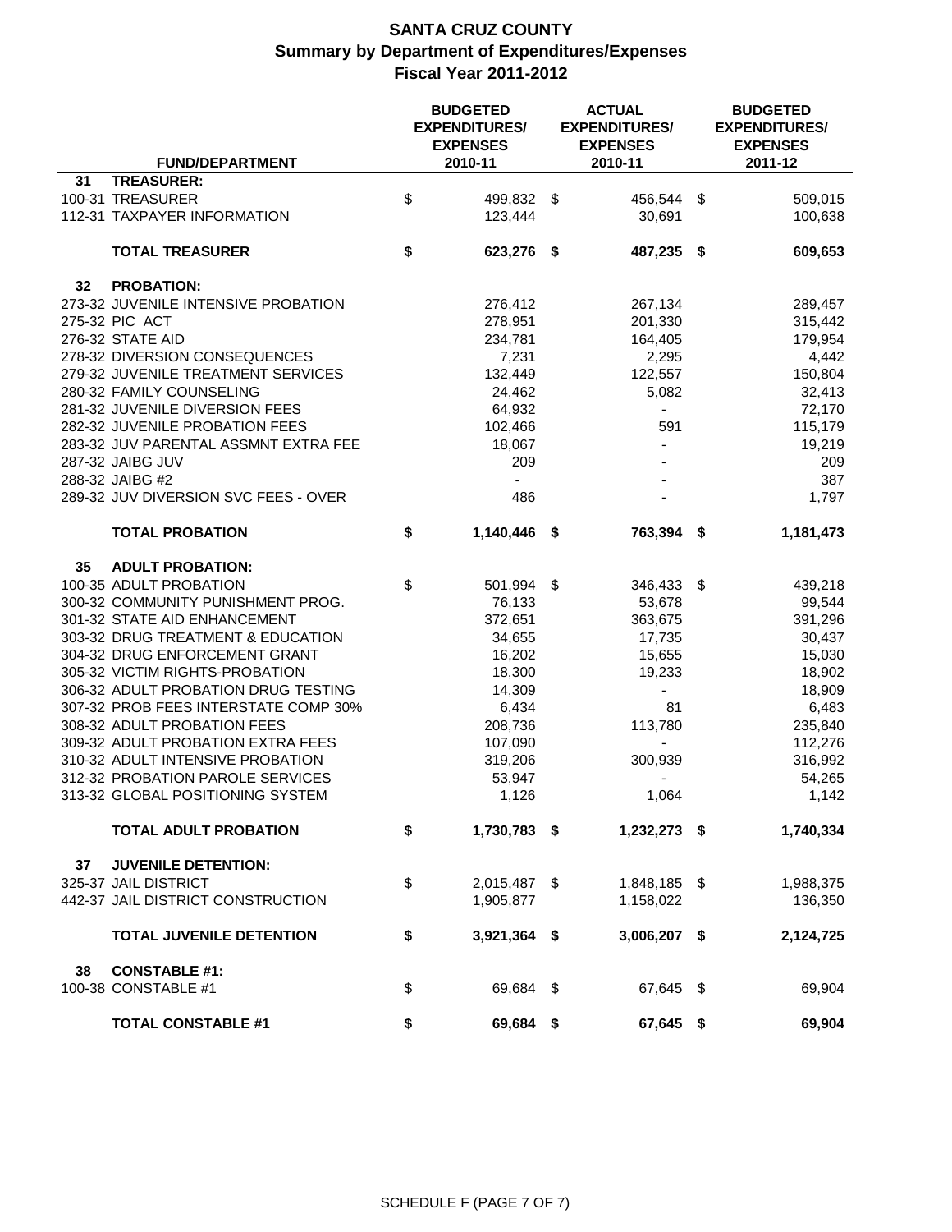# SANTA CRUZ COUNTY
## Summary by Department of Expenditures/Expenses
### Fiscal Year 2011-2012

| | FUND/DEPARTMENT | BUDGETED EXPENDITURES/ EXPENSES 2010-11 | ACTUAL EXPENDITURES/ EXPENSES 2010-11 | BUDGETED EXPENDITURES/ EXPENSES 2011-12 |
|---|---|---|---|---|
| **31** | **TREASURER:** | | | |
| 100-31 | TREASURER | $ 499,832 | $ 456,544 | $ 509,015 |
| 112-31 | TAXPAYER INFORMATION | 123,444 | 30,691 | 100,638 |
| | **TOTAL TREASURER** | **$ 623,276** | **$ 487,235** | **$ 609,653** |
| **32** | **PROBATION:** | | | |
| 273-32 | JUVENILE INTENSIVE PROBATION | 276,412 | 267,134 | 289,457 |
| 275-32 | PIC ACT | 278,951 | 201,330 | 315,442 |
| 276-32 | STATE AID | 234,781 | 164,405 | 179,954 |
| 278-32 | DIVERSION CONSEQUENCES | 7,231 | 2,295 | 4,442 |
| 279-32 | JUVENILE TREATMENT SERVICES | 132,449 | 122,557 | 150,804 |
| 280-32 | FAMILY COUNSELING | 24,462 | 5,082 | 32,413 |
| 281-32 | JUVENILE DIVERSION FEES | 64,932 | - | 72,170 |
| 282-32 | JUVENILE PROBATION FEES | 102,466 | 591 | 115,179 |
| 283-32 | JUV PARENTAL ASSMNT EXTRA FEE | 18,067 | - | 19,219 |
| 287-32 | JAIBG JUV | 209 | - | 209 |
| 288-32 | JAIBG #2 | - | - | 387 |
| 289-32 | JUV DIVERSION SVC FEES - OVER | 486 | - | 1,797 |
| | **TOTAL PROBATION** | **$ 1,140,446** | **$ 763,394** | **$ 1,181,473** |
| **35** | **ADULT PROBATION:** | | | |
| 100-35 | ADULT PROBATION | $ 501,994 | $ 346,433 | $ 439,218 |
| 300-32 | COMMUNITY PUNISHMENT PROG. | 76,133 | 53,678 | 99,544 |
| 301-32 | STATE AID ENHANCEMENT | 372,651 | 363,675 | 391,296 |
| 303-32 | DRUG TREATMENT & EDUCATION | 34,655 | 17,735 | 30,437 |
| 304-32 | DRUG ENFORCEMENT GRANT | 16,202 | 15,655 | 15,030 |
| 305-32 | VICTIM RIGHTS-PROBATION | 18,300 | 19,233 | 18,902 |
| 306-32 | ADULT PROBATION DRUG TESTING | 14,309 | - | 18,909 |
| 307-32 | PROB FEES INTERSTATE COMP 30% | 6,434 | 81 | 6,483 |
| 308-32 | ADULT PROBATION FEES | 208,736 | 113,780 | 235,840 |
| 309-32 | ADULT PROBATION EXTRA FEES | 107,090 | - | 112,276 |
| 310-32 | ADULT INTENSIVE PROBATION | 319,206 | 300,939 | 316,992 |
| 312-32 | PROBATION PAROLE SERVICES | 53,947 | - | 54,265 |
| 313-32 | GLOBAL POSITIONING SYSTEM | 1,126 | 1,064 | 1,142 |
| | **TOTAL ADULT PROBATION** | **$ 1,730,783** | **$ 1,232,273** | **$ 1,740,334** |
| **37** | **JUVENILE DETENTION:** | | | |
| 325-37 | JAIL DISTRICT | $ 2,015,487 | $ 1,848,185 | $ 1,988,375 |
| 442-37 | JAIL DISTRICT CONSTRUCTION | 1,905,877 | 1,158,022 | 136,350 |
| | **TOTAL JUVENILE DETENTION** | **$ 3,921,364** | **$ 3,006,207** | **$ 2,124,725** |
| **38** | **CONSTABLE #1:** | | | |
| 100-38 | CONSTABLE #1 | $ 69,684 | $ 67,645 | $ 69,904 |
| | **TOTAL CONSTABLE #1** | **$ 69,684** | **$ 67,645** | **$ 69,904** |

SCHEDULE F (PAGE 7 OF 7)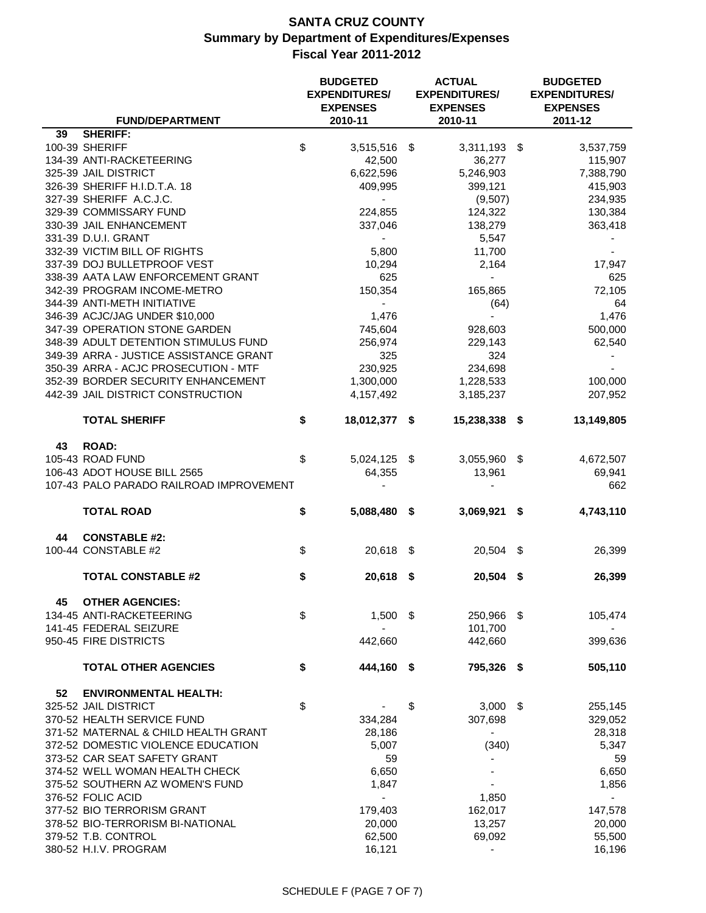# SANTA CRUZ COUNTY
## Summary by Department of Expenditures/Expenses
### Fiscal Year 2011-2012

| | FUND/DEPARTMENT | BUDGETED EXPENDITURES/ EXPENSES 2010-11 | ACTUAL EXPENDITURES/ EXPENSES 2010-11 | BUDGETED EXPENDITURES/ EXPENSES 2011-12 |
|---|---|---|---|---|
| 39 | **SHERIFF:** | | | |
| | 100-39 SHERIFF | $ 3,515,516 | $ 3,311,193 | $ 3,537,759 |
| | 134-39 ANTI-RACKETEERING | 42,500 | 36,277 | 115,907 |
| | 325-39 JAIL DISTRICT | 6,622,596 | 5,246,903 | 7,388,790 |
| | 326-39 SHERIFF H.I.D.T.A. 18 | 409,995 | 399,121 | 415,903 |
| | 327-39 SHERIFF A.C.J.C. | - | (9,507) | 234,935 |
| | 329-39 COMMISSARY FUND | 224,855 | 124,322 | 130,384 |
| | 330-39 JAIL ENHANCEMENT | 337,046 | 138,279 | 363,418 |
| | 331-39 D.U.I. GRANT | - | 5,547 | - |
| | 332-39 VICTIM BILL OF RIGHTS | 5,800 | 11,700 | - |
| | 337-39 DOJ BULLETPROOF VEST | 10,294 | 2,164 | 17,947 |
| | 338-39 AATA LAW ENFORCEMENT GRANT | 625 | - | 625 |
| | 342-39 PROGRAM INCOME-METRO | 150,354 | 165,865 | 72,105 |
| | 344-39 ANTI-METH INITIATIVE | - | (64) | 64 |
| | 346-39 ACJC/JAG UNDER $10,000 | 1,476 | - | 1,476 |
| | 347-39 OPERATION STONE GARDEN | 745,604 | 928,603 | 500,000 |
| | 348-39 ADULT DETENTION STIMULUS FUND | 256,974 | 229,143 | 62,540 |
| | 349-39 ARRA - JUSTICE ASSISTANCE GRANT | 325 | 324 | - |
| | 350-39 ARRA - ACJC PROSECUTION - MTF | 230,925 | 234,698 | - |
| | 352-39 BORDER SECURITY ENHANCEMENT | 1,300,000 | 1,228,533 | 100,000 |
| | 442-39 JAIL DISTRICT CONSTRUCTION | 4,157,492 | 3,185,237 | 207,952 |
| | **TOTAL SHERIFF** | **$ 18,012,377** | **$ 15,238,338** | **$ 13,149,805** |
| 43 | **ROAD:** | | | |
| | 105-43 ROAD FUND | $ 5,024,125 | $ 3,055,960 | $ 4,672,507 |
| | 106-43 ADOT HOUSE BILL 2565 | 64,355 | 13,961 | 69,941 |
| | 107-43 PALO PARADO RAILROAD IMPROVEMENT | - | - | 662 |
| | **TOTAL ROAD** | **$ 5,088,480** | **$ 3,069,921** | **$ 4,743,110** |
| 44 | **CONSTABLE #2:** | | | |
| | 100-44 CONSTABLE #2 | $ 20,618 | $ 20,504 | $ 26,399 |
| | **TOTAL CONSTABLE #2** | **$ 20,618** | **$ 20,504** | **$ 26,399** |
| 45 | **OTHER AGENCIES:** | | | |
| | 134-45 ANTI-RACKETEERING | $ 1,500 | $ 250,966 | $ 105,474 |
| | 141-45 FEDERAL SEIZURE | - | 101,700 | - |
| | 950-45 FIRE DISTRICTS | 442,660 | 442,660 | 399,636 |
| | **TOTAL OTHER AGENCIES** | **$ 444,160** | **$ 795,326** | **$ 505,110** |
| 52 | **ENVIRONMENTAL HEALTH:** | | | |
| | 325-52 JAIL DISTRICT | $ - | $ 3,000 | $ 255,145 |
| | 370-52 HEALTH SERVICE FUND | 334,284 | 307,698 | 329,052 |
| | 371-52 MATERNAL & CHILD HEALTH GRANT | 28,186 | - | 28,318 |
| | 372-52 DOMESTIC VIOLENCE EDUCATION | 5,007 | (340) | 5,347 |
| | 373-52 CAR SEAT SAFETY GRANT | 59 | - | 59 |
| | 374-52 WELL WOMAN HEALTH CHECK | 6,650 | - | 6,650 |
| | 375-52 SOUTHERN AZ WOMEN'S FUND | 1,847 | - | 1,856 |
| | 376-52 FOLIC ACID | - | 1,850 | - |
| | 377-52 BIO TERRORISM GRANT | 179,403 | 162,017 | 147,578 |
| | 378-52 BIO-TERRORISM BI-NATIONAL | 20,000 | 13,257 | 20,000 |
| | 379-52 T.B. CONTROL | 62,500 | 69,092 | 55,500 |
| | 380-52 H.I.V. PROGRAM | 16,121 | - | 16,196 |

SCHEDULE F (PAGE 7 OF 7)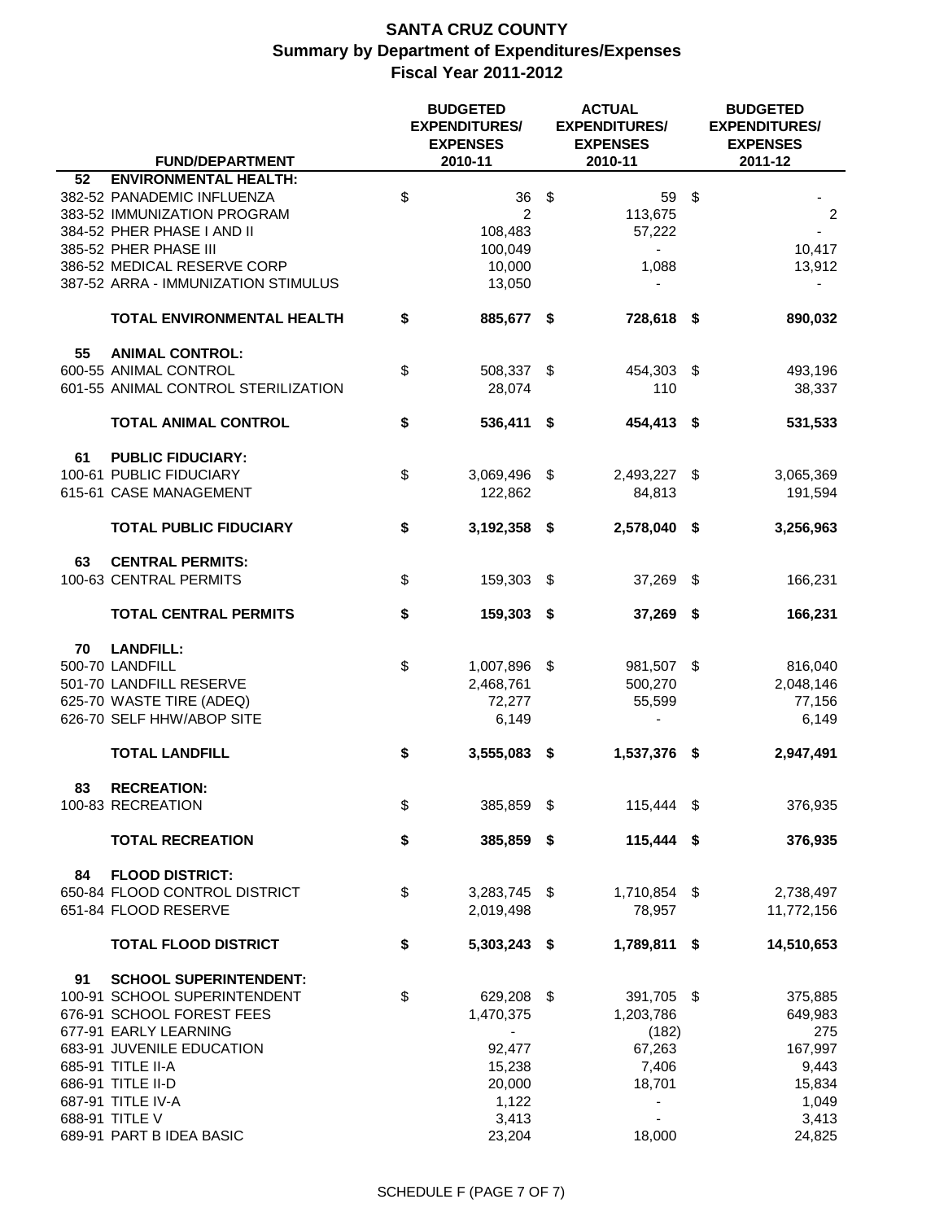# SANTA CRUZ COUNTY
## Summary by Department of Expenditures/Expenses
### Fiscal Year 2011-2012

| FUND/DEPARTMENT | BUDGETED EXPENDITURES/ EXPENSES 2010-11 | ACTUAL EXPENDITURES/ EXPENSES 2010-11 | BUDGETED EXPENDITURES/ EXPENSES 2011-12 |
|---|---|---|---|
| **52 ENVIRONMENTAL HEALTH:** | | | |
| 382-52 PANADEMIC INFLUENZA | $ 36 | $ 59 | $ - |
| 383-52 IMMUNIZATION PROGRAM | 2 | 113,675 | 2 |
| 384-52 PHER PHASE I AND II | 108,483 | 57,222 | - |
| 385-52 PHER PHASE III | 100,049 | - | 10,417 |
| 386-52 MEDICAL RESERVE CORP | 10,000 | 1,088 | 13,912 |
| 387-52 ARRA - IMMUNIZATION STIMULUS | 13,050 | - | - |
| **TOTAL ENVIRONMENTAL HEALTH** | **$ 885,677** | **$ 728,618** | **$ 890,032** |
| **55 ANIMAL CONTROL:** | | | |
| 600-55 ANIMAL CONTROL | $ 508,337 | $ 454,303 | $ 493,196 |
| 601-55 ANIMAL CONTROL STERILIZATION | 28,074 | 110 | 38,337 |
| **TOTAL ANIMAL CONTROL** | **$ 536,411** | **$ 454,413** | **$ 531,533** |
| **61 PUBLIC FIDUCIARY:** | | | |
| 100-61 PUBLIC FIDUCIARY | $ 3,069,496 | $ 2,493,227 | $ 3,065,369 |
| 615-61 CASE MANAGEMENT | 122,862 | 84,813 | 191,594 |
| **TOTAL PUBLIC FIDUCIARY** | **$ 3,192,358** | **$ 2,578,040** | **$ 3,256,963** |
| **63 CENTRAL PERMITS:** | | | |
| 100-63 CENTRAL PERMITS | $ 159,303 | $ 37,269 | $ 166,231 |
| **TOTAL CENTRAL PERMITS** | **$ 159,303** | **$ 37,269** | **$ 166,231** |
| **70 LANDFILL:** | | | |
| 500-70 LANDFILL | $ 1,007,896 | $ 981,507 | $ 816,040 |
| 501-70 LANDFILL RESERVE | 2,468,761 | 500,270 | 2,048,146 |
| 625-70 WASTE TIRE (ADEQ) | 72,277 | 55,599 | 77,156 |
| 626-70 SELF HHW/ABOP SITE | 6,149 | - | 6,149 |
| **TOTAL LANDFILL** | **$ 3,555,083** | **$ 1,537,376** | **$ 2,947,491** |
| **83 RECREATION:** | | | |
| 100-83 RECREATION | $ 385,859 | $ 115,444 | $ 376,935 |
| **TOTAL RECREATION** | **$ 385,859** | **$ 115,444** | **$ 376,935** |
| **84 FLOOD DISTRICT:** | | | |
| 650-84 FLOOD CONTROL DISTRICT | $ 3,283,745 | $ 1,710,854 | $ 2,738,497 |
| 651-84 FLOOD RESERVE | 2,019,498 | 78,957 | 11,772,156 |
| **TOTAL FLOOD DISTRICT** | **$ 5,303,243** | **$ 1,789,811** | **$ 14,510,653** |
| **91 SCHOOL SUPERINTENDENT:** | | | |
| 100-91 SCHOOL SUPERINTENDENT | $ 629,208 | $ 391,705 | $ 375,885 |
| 676-91 SCHOOL FOREST FEES | 1,470,375 | 1,203,786 | 649,983 |
| 677-91 EARLY LEARNING | - | (182) | 275 |
| 683-91 JUVENILE EDUCATION | 92,477 | 67,263 | 167,997 |
| 685-91 TITLE II-A | 15,238 | 7,406 | 9,443 |
| 686-91 TITLE II-D | 20,000 | 18,701 | 15,834 |
| 687-91 TITLE IV-A | 1,122 | - | 1,049 |
| 688-91 TITLE V | 3,413 | - | 3,413 |
| 689-91 PART B IDEA BASIC | 23,204 | 18,000 | 24,825 |

SCHEDULE F (PAGE 7 OF 7)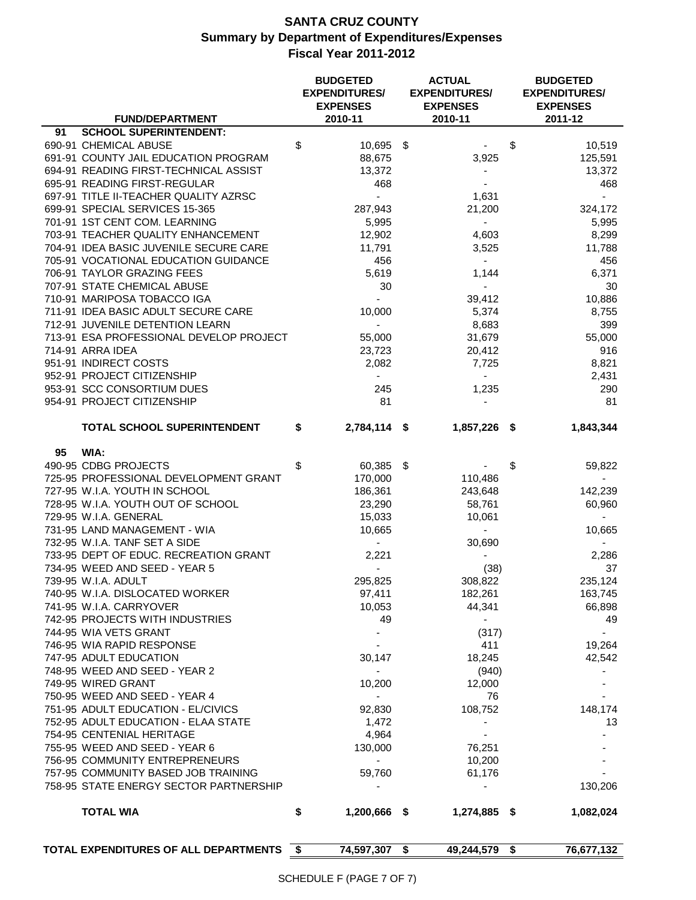# SANTA CRUZ COUNTY
## Summary by Department of Expenditures/Expenses
## Fiscal Year 2011-2012

| FUND/DEPARTMENT | BUDGETED EXPENDITURES/ EXPENSES 2010-11 | ACTUAL EXPENDITURES/ EXPENSES 2010-11 | BUDGETED EXPENDITURES/ EXPENSES 2011-12 |
|---|---|---|---|
| **91 SCHOOL SUPERINTENDENT:** | | | |
| 690-91 CHEMICAL ABUSE | $ 10,695 | $ - | $ 10,519 |
| 691-91 COUNTY JAIL EDUCATION PROGRAM | 88,675 | 3,925 | 125,591 |
| 694-91 READING FIRST-TECHNICAL ASSIST | 13,372 | - | 13,372 |
| 695-91 READING FIRST-REGULAR | 468 | - | 468 |
| 697-91 TITLE II-TEACHER QUALITY AZRSC | - | 1,631 | - |
| 699-91 SPECIAL SERVICES 15-365 | 287,943 | 21,200 | 324,172 |
| 701-91 1ST CENT COM. LEARNING | 5,995 | - | 5,995 |
| 703-91 TEACHER QUALITY ENHANCEMENT | 12,902 | 4,603 | 8,299 |
| 704-91 IDEA BASIC JUVENILE SECURE CARE | 11,791 | 3,525 | 11,788 |
| 705-91 VOCATIONAL EDUCATION GUIDANCE | 456 | - | 456 |
| 706-91 TAYLOR GRAZING FEES | 5,619 | 1,144 | 6,371 |
| 707-91 STATE CHEMICAL ABUSE | 30 | - | 30 |
| 710-91 MARIPOSA TOBACCO IGA | - | 39,412 | 10,886 |
| 711-91 IDEA BASIC ADULT SECURE CARE | 10,000 | 5,374 | 8,755 |
| 712-91 JUVENILE DETENTION LEARN | - | 8,683 | 399 |
| 713-91 ESA PROFESSIONAL DEVELOP PROJECT | 55,000 | 31,679 | 55,000 |
| 714-91 ARRA IDEA | 23,723 | 20,412 | 916 |
| 951-91 INDIRECT COSTS | 2,082 | 7,725 | 8,821 |
| 952-91 PROJECT CITIZENSHIP | - | - | 2,431 |
| 953-91 SCC CONSORTIUM DUES | 245 | 1,235 | 290 |
| 954-91 PROJECT CITIZENSHIP | 81 | - | 81 |
| **TOTAL SCHOOL SUPERINTENDENT** | **$ 2,784,114** | **$ 1,857,226** | **$ 1,843,344** |
| **95 WIA:** | | | |
| 490-95 CDBG PROJECTS | $ 60,385 | $ - | $ 59,822 |
| 725-95 PROFESSIONAL DEVELOPMENT GRANT | 170,000 | 110,486 | - |
| 727-95 W.I.A. YOUTH IN SCHOOL | 186,361 | 243,648 | 142,239 |
| 728-95 W.I.A. YOUTH OUT OF SCHOOL | 23,290 | 58,761 | 60,960 |
| 729-95 W.I.A. GENERAL | 15,033 | 10,061 | - |
| 731-95 LAND MANAGEMENT - WIA | 10,665 | - | 10,665 |
| 732-95 W.I.A. TANF SET A SIDE | - | 30,690 | - |
| 733-95 DEPT OF EDUC. RECREATION GRANT | 2,221 | - | 2,286 |
| 734-95 WEED AND SEED - YEAR 5 | - | (38) | 37 |
| 739-95 W.I.A. ADULT | 295,825 | 308,822 | 235,124 |
| 740-95 W.I.A. DISLOCATED WORKER | 97,411 | 182,261 | 163,745 |
| 741-95 W.I.A. CARRYOVER | 10,053 | 44,341 | 66,898 |
| 742-95 PROJECTS WITH INDUSTRIES | 49 | - | 49 |
| 744-95 WIA VETS GRANT | - | (317) | - |
| 746-95 WIA RAPID RESPONSE | - | 411 | 19,264 |
| 747-95 ADULT EDUCATION | 30,147 | 18,245 | 42,542 |
| 748-95 WEED AND SEED - YEAR 2 | - | (940) | - |
| 749-95 WIRED GRANT | 10,200 | 12,000 | - |
| 750-95 WEED AND SEED - YEAR 4 | - | 76 | - |
| 751-95 ADULT EDUCATION - EL/CIVICS | 92,830 | 108,752 | 148,174 |
| 752-95 ADULT EDUCATION - ELAA STATE | 1,472 | - | 13 |
| 754-95 CENTENIAL HERITAGE | 4,964 | - | - |
| 755-95 WEED AND SEED - YEAR 6 | 130,000 | 76,251 | - |
| 756-95 COMMUNITY ENTREPRENEURS | - | 10,200 | - |
| 757-95 COMMUNITY BASED JOB TRAINING | 59,760 | 61,176 | - |
| 758-95 STATE ENERGY SECTOR PARTNERSHIP | - | - | 130,206 |
| **TOTAL WIA** | **$ 1,200,666** | **$ 1,274,885** | **$ 1,082,024** |
| **TOTAL EXPENDITURES OF ALL DEPARTMENTS** | **$ 74,597,307** | **$ 49,244,579** | **$ 76,677,132** |

SCHEDULE F (PAGE 7 OF 7)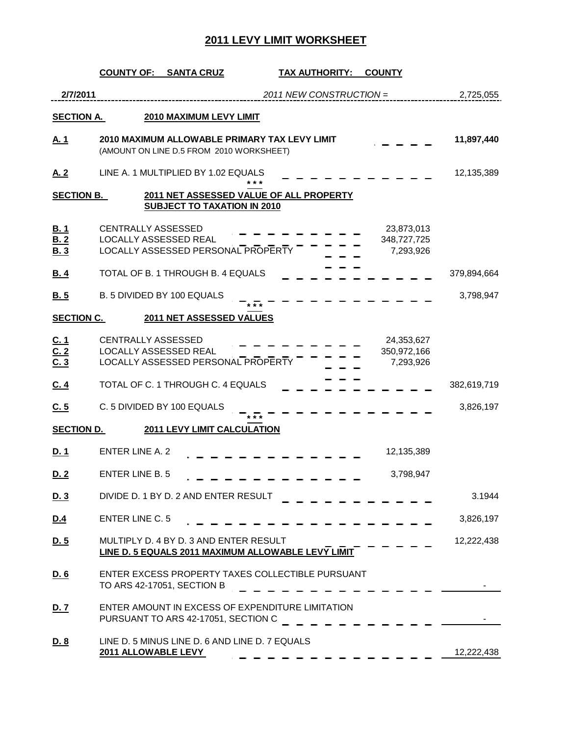# 2011 LEVY LIMIT WORKSHEET

**COUNTY OF: SANTA CRUZ** **TAX AUTHORITY: COUNTY**

**2/7/2011** *2011 NEW CONSTRUCTION =* 2,725,055

| | | | |
|---|---|---|---|
| **SECTION A.** | **2010 MAXIMUM LEVY LIMIT** | | |
| **A. 1** | **2010 MAXIMUM ALLOWABLE PRIMARY TAX LEVY LIMIT** (AMOUNT ON LINE D.5 FROM 2010 WORKSHEET) | | **11,897,440** |
| **A. 2** | LINE A. 1 MULTIPLIED BY 1.02 EQUALS | | 12,135,389 |
| **SECTION B.** | **2011 NET ASSESSED VALUE OF ALL PROPERTY SUBJECT TO TAXATION IN 2010** | | |
| **B. 1** | CENTRALLY ASSESSED | 23,873,013 | |
| **B. 2** | LOCALLY ASSESSED REAL | 348,727,725 | |
| **B. 3** | LOCALLY ASSESSED PERSONAL PROPERTY | 7,293,926 | |
| **B. 4** | TOTAL OF B. 1 THROUGH B. 4 EQUALS | | 379,894,664 |
| **B. 5** | B. 5 DIVIDED BY 100 EQUALS | | 3,798,947 |
| **SECTION C.** | **2011 NET ASSESSED VALUES** | | |
| **C. 1** | CENTRALLY ASSESSED | 24,353,627 | |
| **C. 2** | LOCALLY ASSESSED REAL | 350,972,166 | |
| **C. 3** | LOCALLY ASSESSED PERSONAL PROPERTY | 7,293,926 | |
| **C. 4** | TOTAL OF C. 1 THROUGH C. 4 EQUALS | | 382,619,719 |
| **C. 5** | C. 5 DIVIDED BY 100 EQUALS | | 3,826,197 |
| **SECTION D.** | **2011 LEVY LIMIT CALCULATION** | | |
| **D. 1** | ENTER LINE A. 2 | 12,135,389 | |
| **D. 2** | ENTER LINE B. 5 | 3,798,947 | |
| **D. 3** | DIVIDE D. 1 BY D. 2 AND ENTER RESULT | | 3.1944 |
| **D.4** | ENTER LINE C. 5 | | 3,826,197 |
| **D. 5** | MULTIPLY D. 4 BY D. 3 AND ENTER RESULT **LINE D. 5 EQUALS 2011 MAXIMUM ALLOWABLE LEVY LIMIT** | | 12,222,438 |
| **D. 6** | ENTER EXCESS PROPERTY TAXES COLLECTIBLE PURSUANT TO ARS 42-17051, SECTION B | | - |
| **D. 7** | ENTER AMOUNT IN EXCESS OF EXPENDITURE LIMITATION PURSUANT TO ARS 42-17051, SECTION C | | - |
| **D. 8** | LINE D. 5 MINUS LINE D. 6 AND LINE D. 7 EQUALS **2011 ALLOWABLE LEVY** | | 12,222,438 |